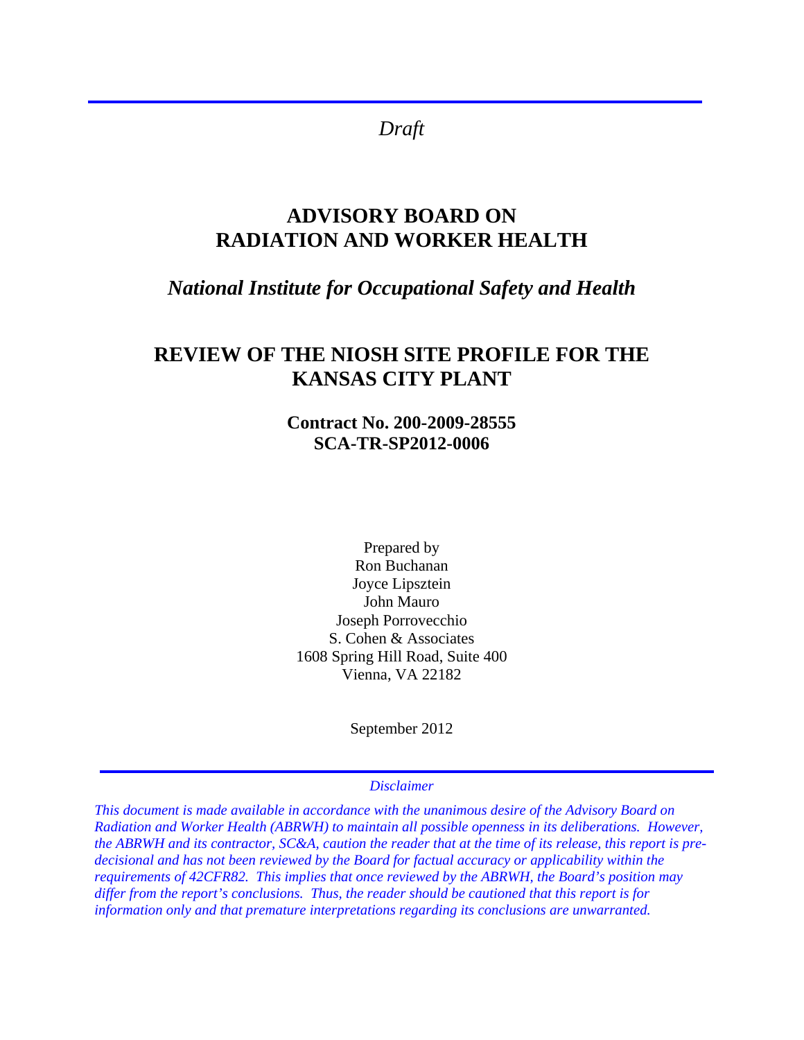*Draft*

# ADVISORY BOARD ON RADIATION AND WORKER HEALTH

***National Institute for Occupational Safety and Health***

# REVIEW OF THE NIOSH SITE PROFILE FOR THE KANSAS CITY PLANT

**Contract No. 200-2009-28555**
**SCA-TR-SP2012-0006**

Prepared by
Ron Buchanan
Joyce Lipsztein
John Mauro
Joseph Porrovecchio
S. Cohen & Associates
1608 Spring Hill Road, Suite 400
Vienna, VA 22182

September 2012

*Disclaimer*

*This document is made available in accordance with the unanimous desire of the Advisory Board on Radiation and Worker Health (ABRWH) to maintain all possible openness in its deliberations. However, the ABRWH and its contractor, SC&A, caution the reader that at the time of its release, this report is pre-decisional and has not been reviewed by the Board for factual accuracy or applicability within the requirements of 42CFR82. This implies that once reviewed by the ABRWH, the Board's position may differ from the report's conclusions. Thus, the reader should be cautioned that this report is for information only and that premature interpretations regarding its conclusions are unwarranted.*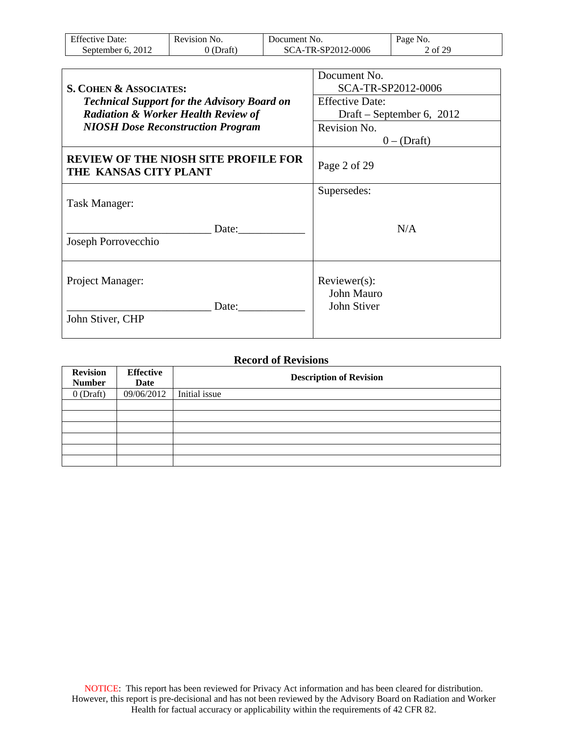| | |
|---|---|
| **S. COHEN & ASSOCIATES:** ***Technical Support for the Advisory Board on Radiation & Worker Health Review of NIOSH Dose Reconstruction Program*** | Document No. SCA-TR-SP2012-0006 |
| | Effective Date: Draft – September 6, 2012 |
| | Revision No. 0 – (Draft) |
| **REVIEW OF THE NIOSH SITE PROFILE FOR THE KANSAS CITY PLANT** | Page 2 of 29 |
| Task Manager: ________________________ Date:____________ Joseph Porrovecchio | Supersedes: N/A |
| Project Manager: ________________________ Date:____________ John Stiver, CHP | Reviewer(s): John Mauro John Stiver |

**Record of Revisions**

| Revision Number | Effective Date | Description of Revision |
|---|---|---|
| 0 (Draft) | 09/06/2012 | Initial issue |
| | | |
| | | |
| | | |
| | | |
| | | |
| | | |

NOTICE: This report has been reviewed for Privacy Act information and has been cleared for distribution. However, this report is pre-decisional and has not been reviewed by the Advisory Board on Radiation and Worker Health for factual accuracy or applicability within the requirements of 42 CFR 82.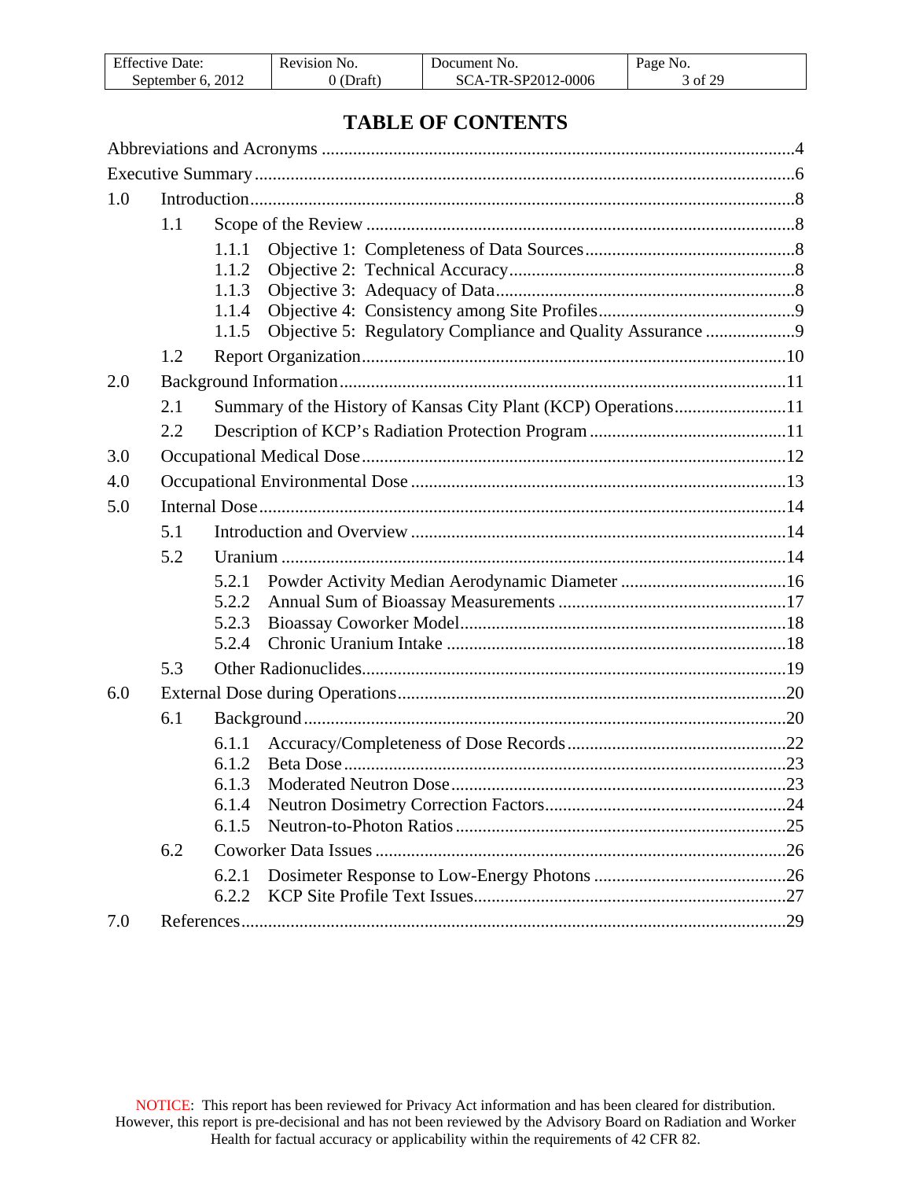# TABLE OF CONTENTS

Abbreviations and Acronyms .....4

Executive Summary .....6

1.0 Introduction .....8

- 1.1 Scope of the Review .....8
  - 1.1.1 Objective 1: Completeness of Data Sources .....8
  - 1.1.2 Objective 2: Technical Accuracy .....8
  - 1.1.3 Objective 3: Adequacy of Data .....8
  - 1.1.4 Objective 4: Consistency among Site Profiles .....9
  - 1.1.5 Objective 5: Regulatory Compliance and Quality Assurance .....9
- 1.2 Report Organization .....10

2.0 Background Information .....11

- 2.1 Summary of the History of Kansas City Plant (KCP) Operations .....11
- 2.2 Description of KCP's Radiation Protection Program .....11

3.0 Occupational Medical Dose .....12

4.0 Occupational Environmental Dose .....13

5.0 Internal Dose .....14

- 5.1 Introduction and Overview .....14
- 5.2 Uranium .....14
  - 5.2.1 Powder Activity Median Aerodynamic Diameter .....16
  - 5.2.2 Annual Sum of Bioassay Measurements .....17
  - 5.2.3 Bioassay Coworker Model .....18
  - 5.2.4 Chronic Uranium Intake .....18
- 5.3 Other Radionuclides .....19

6.0 External Dose during Operations .....20

- 6.1 Background .....20
  - 6.1.1 Accuracy/Completeness of Dose Records .....22
  - 6.1.2 Beta Dose .....23
  - 6.1.3 Moderated Neutron Dose .....23
  - 6.1.4 Neutron Dosimetry Correction Factors .....24
  - 6.1.5 Neutron-to-Photon Ratios .....25
- 6.2 Coworker Data Issues .....26
  - 6.2.1 Dosimeter Response to Low-Energy Photons .....26
  - 6.2.2 KCP Site Profile Text Issues .....27

7.0 References .....29

NOTICE: This report has been reviewed for Privacy Act information and has been cleared for distribution. However, this report is pre-decisional and has not been reviewed by the Advisory Board on Radiation and Worker Health for factual accuracy or applicability within the requirements of 42 CFR 82.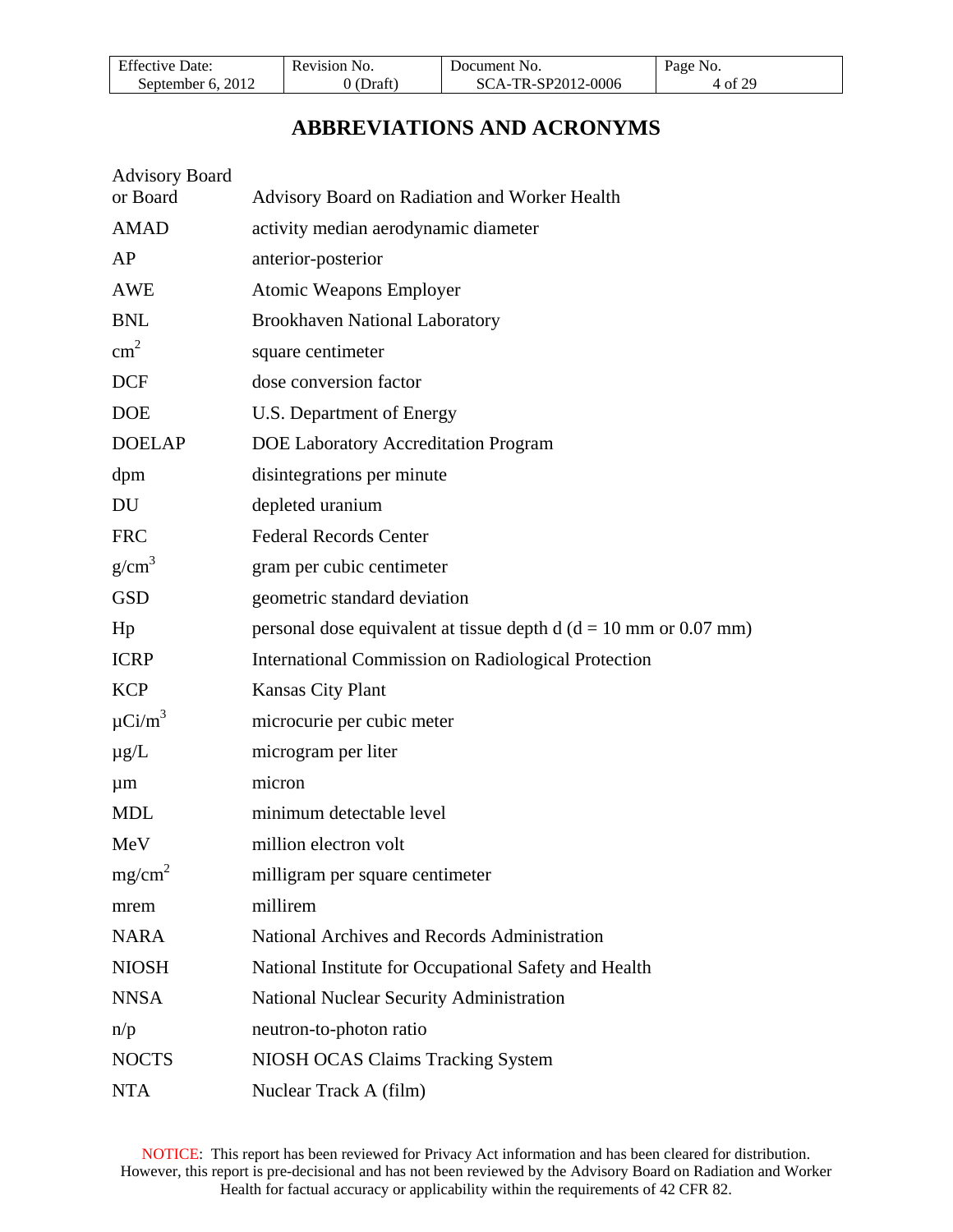# ABBREVIATIONS AND ACRONYMS

| | |
|---|---|
| Advisory Board or Board | Advisory Board on Radiation and Worker Health |
| AMAD | activity median aerodynamic diameter |
| AP | anterior-posterior |
| AWE | Atomic Weapons Employer |
| BNL | Brookhaven National Laboratory |
| $cm^2$ | square centimeter |
| DCF | dose conversion factor |
| DOE | U.S. Department of Energy |
| DOELAP | DOE Laboratory Accreditation Program |
| dpm | disintegrations per minute |
| DU | depleted uranium |
| FRC | Federal Records Center |
| $g/cm^3$ | gram per cubic centimeter |
| GSD | geometric standard deviation |
| Hp | personal dose equivalent at tissue depth d (d = 10 mm or 0.07 mm) |
| ICRP | International Commission on Radiological Protection |
| KCP | Kansas City Plant |
| $\mu Ci/m^3$ | microcurie per cubic meter |
| µg/L | microgram per liter |
| µm | micron |
| MDL | minimum detectable level |
| MeV | million electron volt |
| $mg/cm^2$ | milligram per square centimeter |
| mrem | millirem |
| NARA | National Archives and Records Administration |
| NIOSH | National Institute for Occupational Safety and Health |
| NNSA | National Nuclear Security Administration |
| n/p | neutron-to-photon ratio |
| NOCTS | NIOSH OCAS Claims Tracking System |
| NTA | Nuclear Track A (film) |

NOTICE: This report has been reviewed for Privacy Act information and has been cleared for distribution. However, this report is pre-decisional and has not been reviewed by the Advisory Board on Radiation and Worker Health for factual accuracy or applicability within the requirements of 42 CFR 82.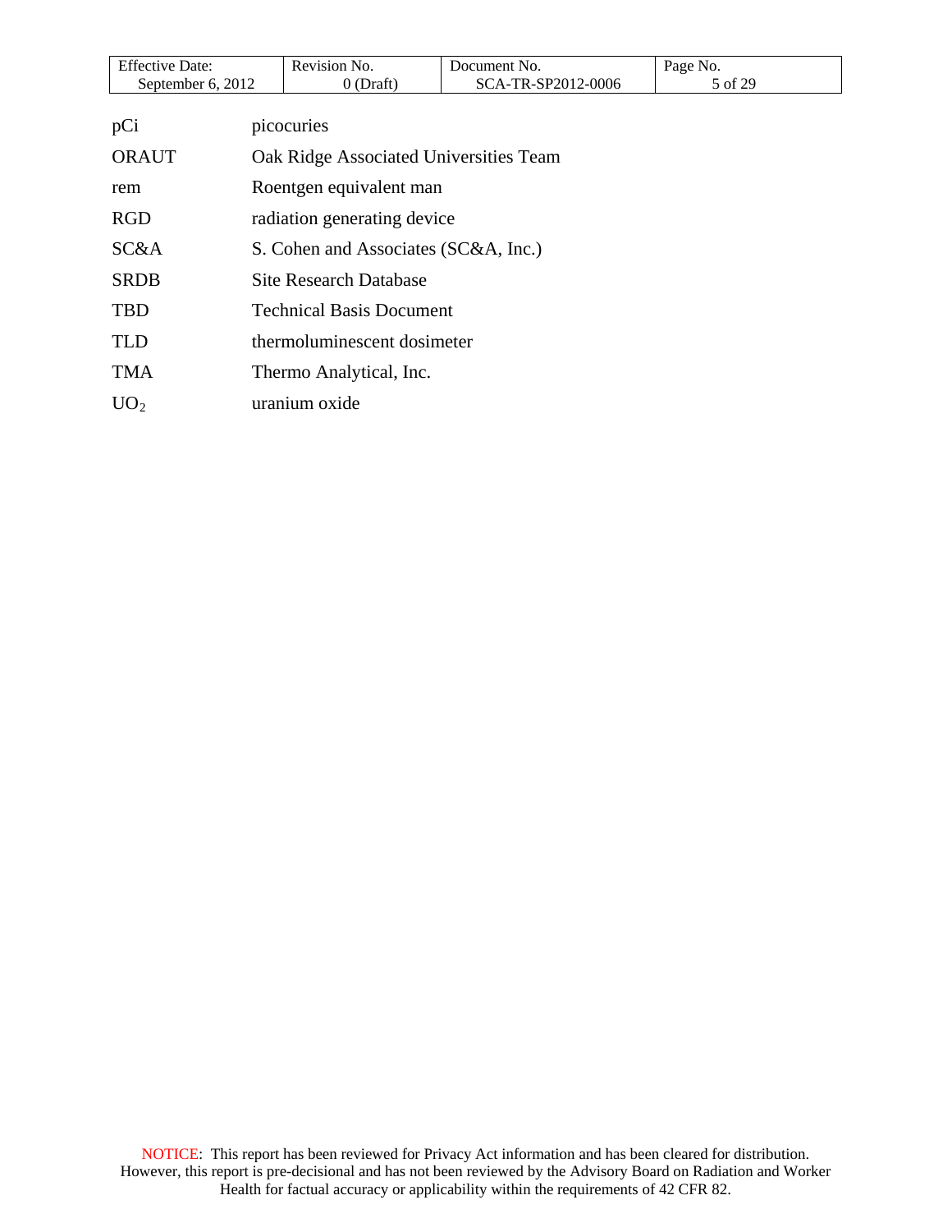| | |
|---|---|
| pCi | picocuries |
| ORAUT | Oak Ridge Associated Universities Team |
| rem | Roentgen equivalent man |
| RGD | radiation generating device |
| SC&A | S. Cohen and Associates (SC&A, Inc.) |
| SRDB | Site Research Database |
| TBD | Technical Basis Document |
| TLD | thermoluminescent dosimeter |
| TMA | Thermo Analytical, Inc. |
| $UO_2$ | uranium oxide |

NOTICE: This report has been reviewed for Privacy Act information and has been cleared for distribution. However, this report is pre-decisional and has not been reviewed by the Advisory Board on Radiation and Worker Health for factual accuracy or applicability within the requirements of 42 CFR 82.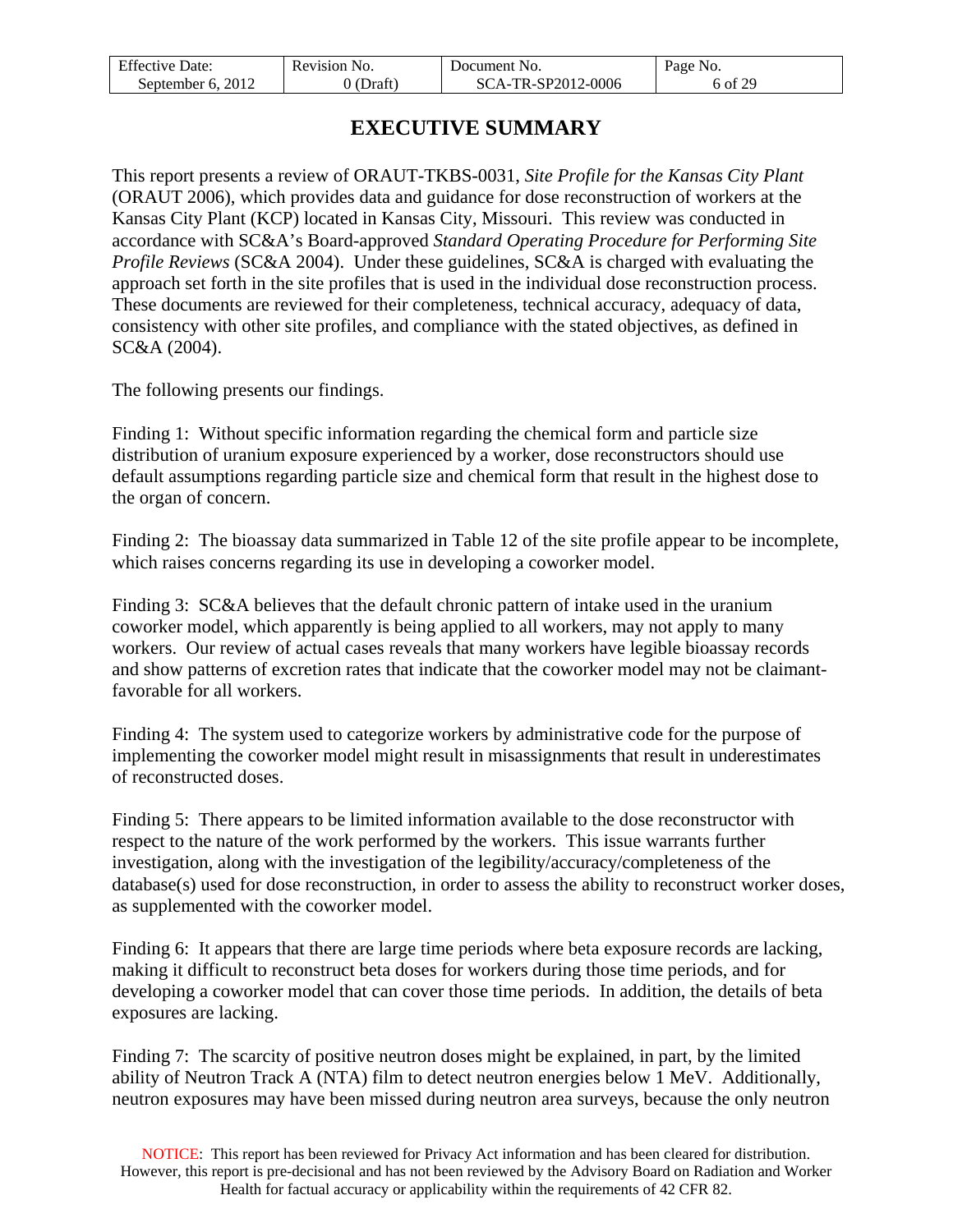# EXECUTIVE SUMMARY

This report presents a review of ORAUT-TKBS-0031, *Site Profile for the Kansas City Plant* (ORAUT 2006), which provides data and guidance for dose reconstruction of workers at the Kansas City Plant (KCP) located in Kansas City, Missouri. This review was conducted in accordance with SC&A's Board-approved *Standard Operating Procedure for Performing Site Profile Reviews* (SC&A 2004). Under these guidelines, SC&A is charged with evaluating the approach set forth in the site profiles that is used in the individual dose reconstruction process. These documents are reviewed for their completeness, technical accuracy, adequacy of data, consistency with other site profiles, and compliance with the stated objectives, as defined in SC&A (2004).

The following presents our findings.

Finding 1: Without specific information regarding the chemical form and particle size distribution of uranium exposure experienced by a worker, dose reconstructors should use default assumptions regarding particle size and chemical form that result in the highest dose to the organ of concern.

Finding 2: The bioassay data summarized in Table 12 of the site profile appear to be incomplete, which raises concerns regarding its use in developing a coworker model.

Finding 3: SC&A believes that the default chronic pattern of intake used in the uranium coworker model, which apparently is being applied to all workers, may not apply to many workers. Our review of actual cases reveals that many workers have legible bioassay records and show patterns of excretion rates that indicate that the coworker model may not be claimant-favorable for all workers.

Finding 4: The system used to categorize workers by administrative code for the purpose of implementing the coworker model might result in misassignments that result in underestimates of reconstructed doses.

Finding 5: There appears to be limited information available to the dose reconstructor with respect to the nature of the work performed by the workers. This issue warrants further investigation, along with the investigation of the legibility/accuracy/completeness of the database(s) used for dose reconstruction, in order to assess the ability to reconstruct worker doses, as supplemented with the coworker model.

Finding 6: It appears that there are large time periods where beta exposure records are lacking, making it difficult to reconstruct beta doses for workers during those time periods, and for developing a coworker model that can cover those time periods. In addition, the details of beta exposures are lacking.

Finding 7: The scarcity of positive neutron doses might be explained, in part, by the limited ability of Neutron Track A (NTA) film to detect neutron energies below 1 MeV. Additionally, neutron exposures may have been missed during neutron area surveys, because the only neutron

NOTICE: This report has been reviewed for Privacy Act information and has been cleared for distribution. However, this report is pre-decisional and has not been reviewed by the Advisory Board on Radiation and Worker Health for factual accuracy or applicability within the requirements of 42 CFR 82.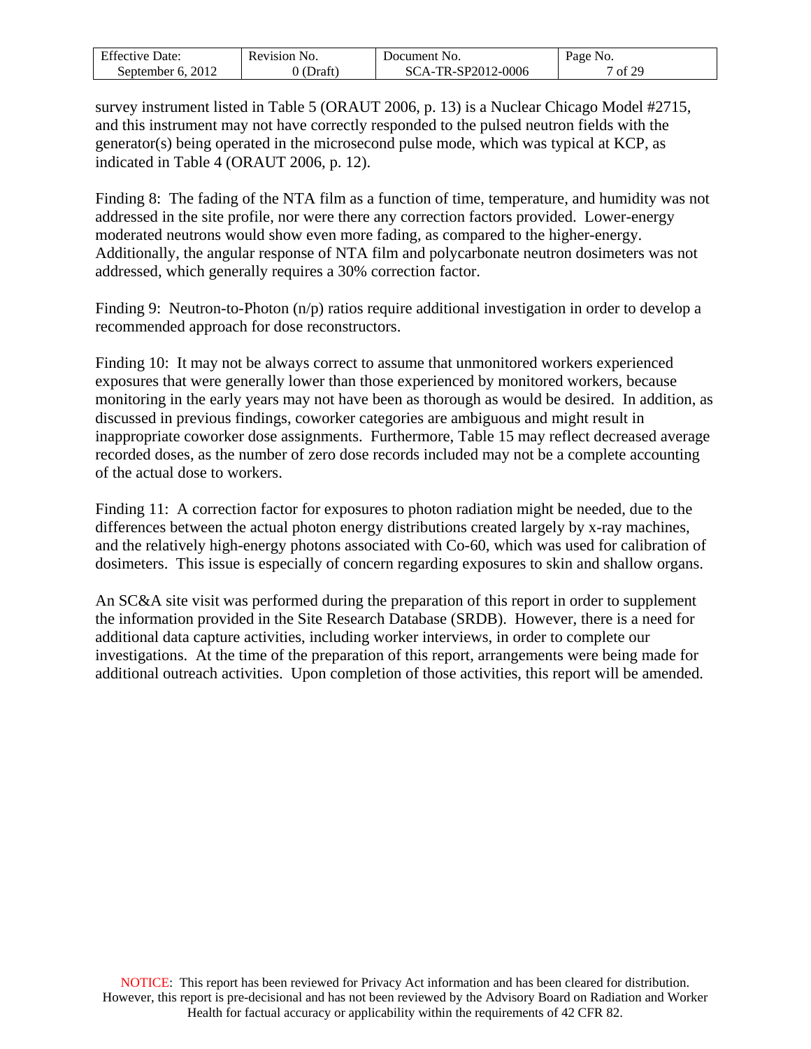survey instrument listed in Table 5 (ORAUT 2006, p. 13) is a Nuclear Chicago Model #2715, and this instrument may not have correctly responded to the pulsed neutron fields with the generator(s) being operated in the microsecond pulse mode, which was typical at KCP, as indicated in Table 4 (ORAUT 2006, p. 12).

Finding 8: The fading of the NTA film as a function of time, temperature, and humidity was not addressed in the site profile, nor were there any correction factors provided. Lower-energy moderated neutrons would show even more fading, as compared to the higher-energy. Additionally, the angular response of NTA film and polycarbonate neutron dosimeters was not addressed, which generally requires a 30% correction factor.

Finding 9: Neutron-to-Photon (n/p) ratios require additional investigation in order to develop a recommended approach for dose reconstructors.

Finding 10: It may not be always correct to assume that unmonitored workers experienced exposures that were generally lower than those experienced by monitored workers, because monitoring in the early years may not have been as thorough as would be desired. In addition, as discussed in previous findings, coworker categories are ambiguous and might result in inappropriate coworker dose assignments. Furthermore, Table 15 may reflect decreased average recorded doses, as the number of zero dose records included may not be a complete accounting of the actual dose to workers.

Finding 11: A correction factor for exposures to photon radiation might be needed, due to the differences between the actual photon energy distributions created largely by x-ray machines, and the relatively high-energy photons associated with Co-60, which was used for calibration of dosimeters. This issue is especially of concern regarding exposures to skin and shallow organs.

An SC&A site visit was performed during the preparation of this report in order to supplement the information provided in the Site Research Database (SRDB). However, there is a need for additional data capture activities, including worker interviews, in order to complete our investigations. At the time of the preparation of this report, arrangements were being made for additional outreach activities. Upon completion of those activities, this report will be amended.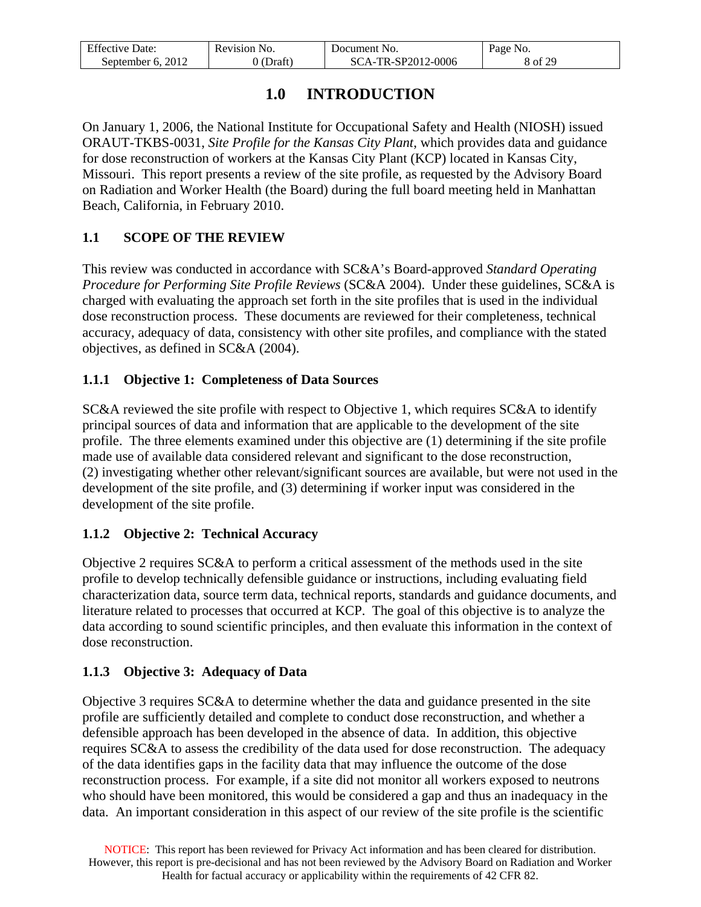# 1.0 INTRODUCTION

On January 1, 2006, the National Institute for Occupational Safety and Health (NIOSH) issued ORAUT-TKBS-0031, *Site Profile for the Kansas City Plant*, which provides data and guidance for dose reconstruction of workers at the Kansas City Plant (KCP) located in Kansas City, Missouri. This report presents a review of the site profile, as requested by the Advisory Board on Radiation and Worker Health (the Board) during the full board meeting held in Manhattan Beach, California, in February 2010.

## 1.1 SCOPE OF THE REVIEW

This review was conducted in accordance with SC&A's Board-approved *Standard Operating Procedure for Performing Site Profile Reviews* (SC&A 2004). Under these guidelines, SC&A is charged with evaluating the approach set forth in the site profiles that is used in the individual dose reconstruction process. These documents are reviewed for their completeness, technical accuracy, adequacy of data, consistency with other site profiles, and compliance with the stated objectives, as defined in SC&A (2004).

### 1.1.1 Objective 1: Completeness of Data Sources

SC&A reviewed the site profile with respect to Objective 1, which requires SC&A to identify principal sources of data and information that are applicable to the development of the site profile. The three elements examined under this objective are (1) determining if the site profile made use of available data considered relevant and significant to the dose reconstruction, (2) investigating whether other relevant/significant sources are available, but were not used in the development of the site profile, and (3) determining if worker input was considered in the development of the site profile.

### 1.1.2 Objective 2: Technical Accuracy

Objective 2 requires SC&A to perform a critical assessment of the methods used in the site profile to develop technically defensible guidance or instructions, including evaluating field characterization data, source term data, technical reports, standards and guidance documents, and literature related to processes that occurred at KCP. The goal of this objective is to analyze the data according to sound scientific principles, and then evaluate this information in the context of dose reconstruction.

### 1.1.3 Objective 3: Adequacy of Data

Objective 3 requires SC&A to determine whether the data and guidance presented in the site profile are sufficiently detailed and complete to conduct dose reconstruction, and whether a defensible approach has been developed in the absence of data. In addition, this objective requires SC&A to assess the credibility of the data used for dose reconstruction. The adequacy of the data identifies gaps in the facility data that may influence the outcome of the dose reconstruction process. For example, if a site did not monitor all workers exposed to neutrons who should have been monitored, this would be considered a gap and thus an inadequacy in the data. An important consideration in this aspect of our review of the site profile is the scientific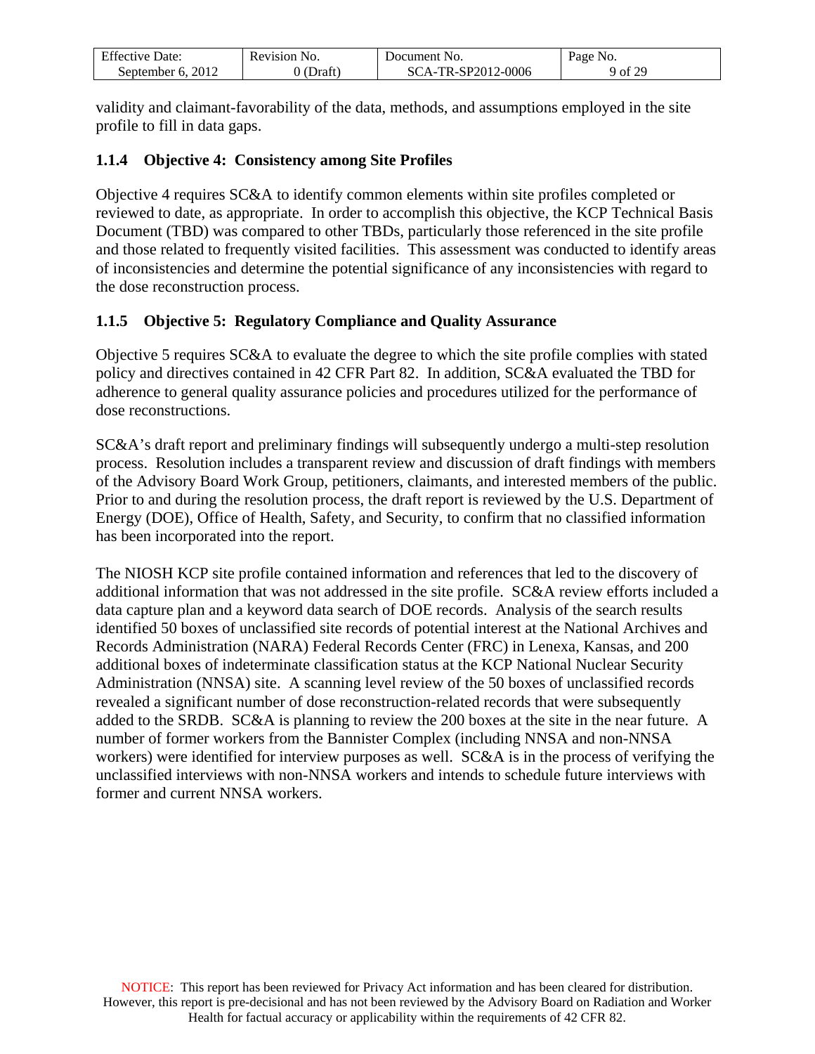validity and claimant-favorability of the data, methods, and assumptions employed in the site profile to fill in data gaps.

### 1.1.4 Objective 4: Consistency among Site Profiles

Objective 4 requires SC&A to identify common elements within site profiles completed or reviewed to date, as appropriate. In order to accomplish this objective, the KCP Technical Basis Document (TBD) was compared to other TBDs, particularly those referenced in the site profile and those related to frequently visited facilities. This assessment was conducted to identify areas of inconsistencies and determine the potential significance of any inconsistencies with regard to the dose reconstruction process.

### 1.1.5 Objective 5: Regulatory Compliance and Quality Assurance

Objective 5 requires SC&A to evaluate the degree to which the site profile complies with stated policy and directives contained in 42 CFR Part 82. In addition, SC&A evaluated the TBD for adherence to general quality assurance policies and procedures utilized for the performance of dose reconstructions.

SC&A's draft report and preliminary findings will subsequently undergo a multi-step resolution process. Resolution includes a transparent review and discussion of draft findings with members of the Advisory Board Work Group, petitioners, claimants, and interested members of the public. Prior to and during the resolution process, the draft report is reviewed by the U.S. Department of Energy (DOE), Office of Health, Safety, and Security, to confirm that no classified information has been incorporated into the report.

The NIOSH KCP site profile contained information and references that led to the discovery of additional information that was not addressed in the site profile. SC&A review efforts included a data capture plan and a keyword data search of DOE records. Analysis of the search results identified 50 boxes of unclassified site records of potential interest at the National Archives and Records Administration (NARA) Federal Records Center (FRC) in Lenexa, Kansas, and 200 additional boxes of indeterminate classification status at the KCP National Nuclear Security Administration (NNSA) site. A scanning level review of the 50 boxes of unclassified records revealed a significant number of dose reconstruction-related records that were subsequently added to the SRDB. SC&A is planning to review the 200 boxes at the site in the near future. A number of former workers from the Bannister Complex (including NNSA and non-NNSA workers) were identified for interview purposes as well. SC&A is in the process of verifying the unclassified interviews with non-NNSA workers and intends to schedule future interviews with former and current NNSA workers.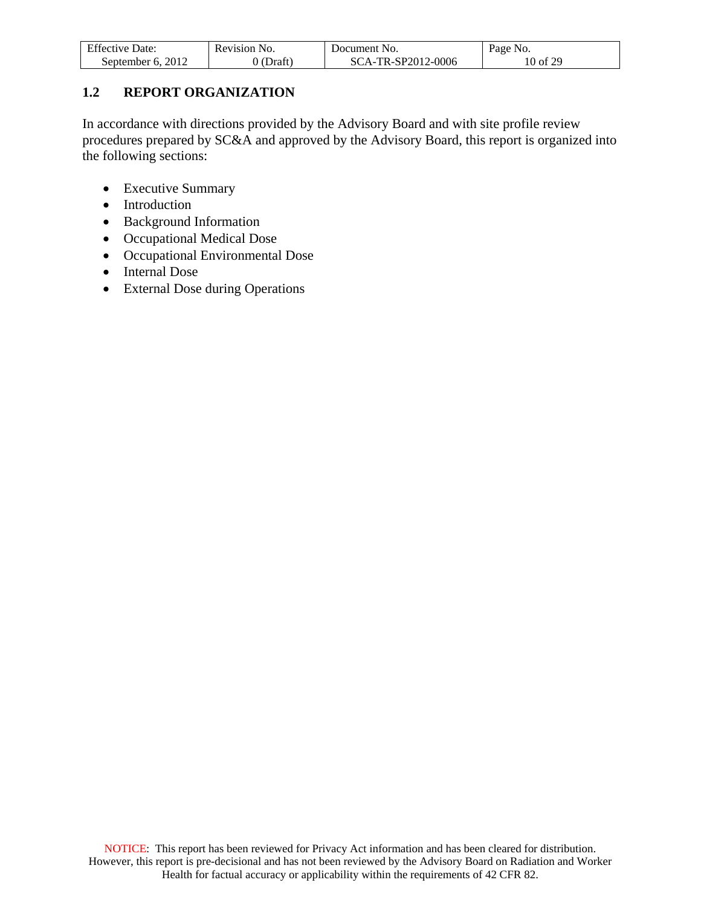## 1.2 REPORT ORGANIZATION

In accordance with directions provided by the Advisory Board and with site profile review procedures prepared by SC&A and approved by the Advisory Board, this report is organized into the following sections:

- Executive Summary
- Introduction
- Background Information
- Occupational Medical Dose
- Occupational Environmental Dose
- Internal Dose
- External Dose during Operations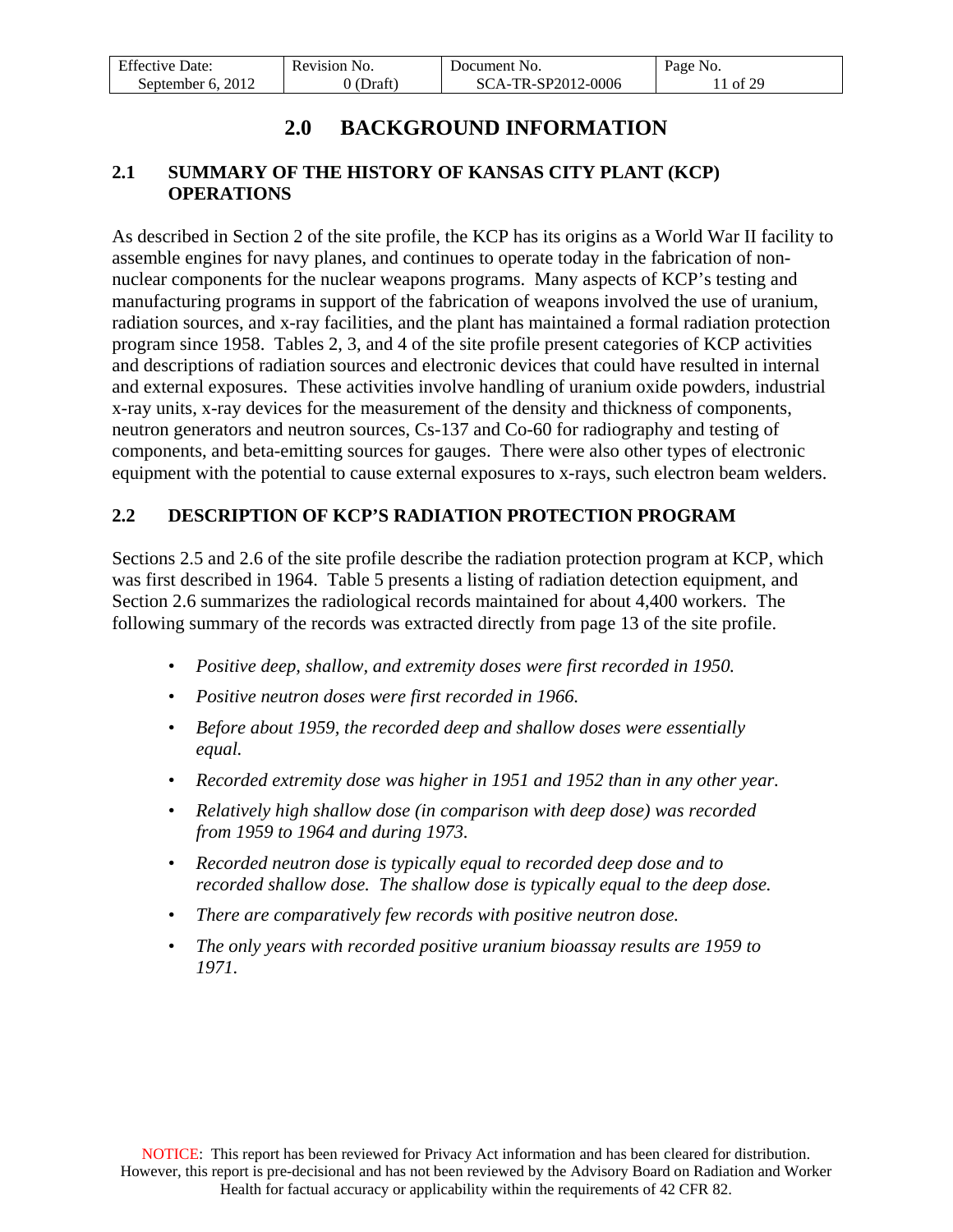# 2.0 BACKGROUND INFORMATION

## 2.1 SUMMARY OF THE HISTORY OF KANSAS CITY PLANT (KCP) OPERATIONS

As described in Section 2 of the site profile, the KCP has its origins as a World War II facility to assemble engines for navy planes, and continues to operate today in the fabrication of non-nuclear components for the nuclear weapons programs. Many aspects of KCP's testing and manufacturing programs in support of the fabrication of weapons involved the use of uranium, radiation sources, and x-ray facilities, and the plant has maintained a formal radiation protection program since 1958. Tables 2, 3, and 4 of the site profile present categories of KCP activities and descriptions of radiation sources and electronic devices that could have resulted in internal and external exposures. These activities involve handling of uranium oxide powders, industrial x-ray units, x-ray devices for the measurement of the density and thickness of components, neutron generators and neutron sources, Cs-137 and Co-60 for radiography and testing of components, and beta-emitting sources for gauges. There were also other types of electronic equipment with the potential to cause external exposures to x-rays, such electron beam welders.

## 2.2 DESCRIPTION OF KCP'S RADIATION PROTECTION PROGRAM

Sections 2.5 and 2.6 of the site profile describe the radiation protection program at KCP, which was first described in 1964. Table 5 presents a listing of radiation detection equipment, and Section 2.6 summarizes the radiological records maintained for about 4,400 workers. The following summary of the records was extracted directly from page 13 of the site profile.

- *Positive deep, shallow, and extremity doses were first recorded in 1950.*
- *Positive neutron doses were first recorded in 1966.*
- *Before about 1959, the recorded deep and shallow doses were essentially equal.*
- *Recorded extremity dose was higher in 1951 and 1952 than in any other year.*
- *Relatively high shallow dose (in comparison with deep dose) was recorded from 1959 to 1964 and during 1973.*
- *Recorded neutron dose is typically equal to recorded deep dose and to recorded shallow dose. The shallow dose is typically equal to the deep dose.*
- *There are comparatively few records with positive neutron dose.*
- *The only years with recorded positive uranium bioassay results are 1959 to 1971.*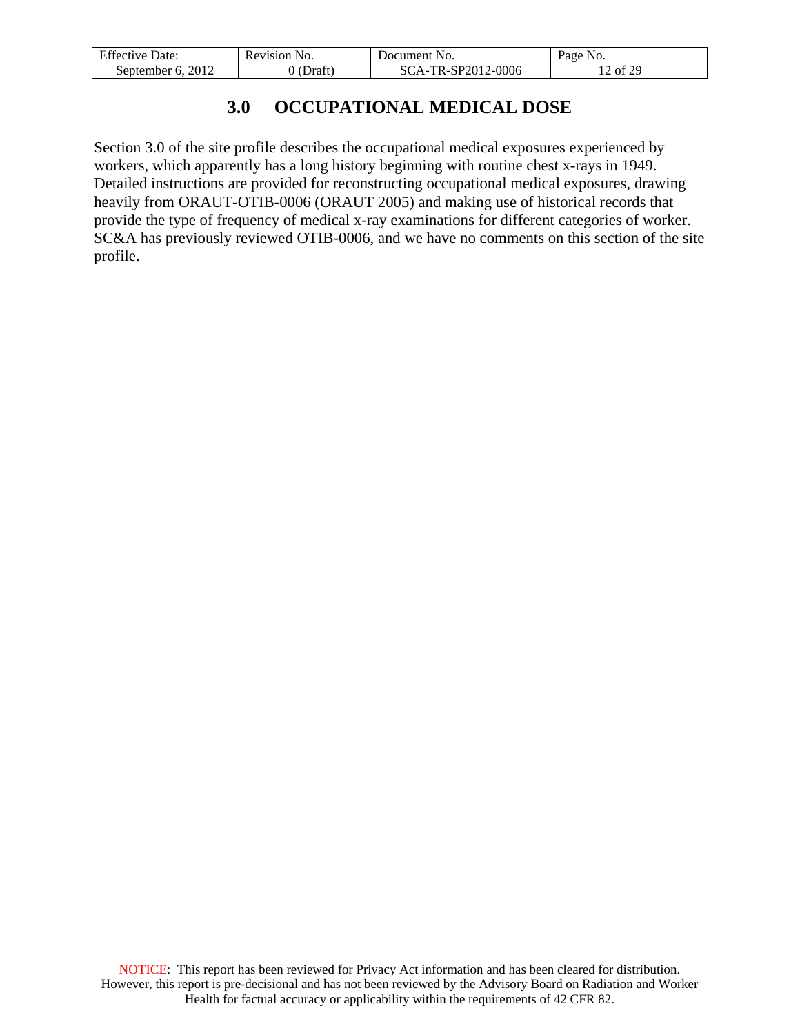# 3.0 OCCUPATIONAL MEDICAL DOSE

Section 3.0 of the site profile describes the occupational medical exposures experienced by workers, which apparently has a long history beginning with routine chest x-rays in 1949. Detailed instructions are provided for reconstructing occupational medical exposures, drawing heavily from ORAUT-OTIB-0006 (ORAUT 2005) and making use of historical records that provide the type of frequency of medical x-ray examinations for different categories of worker. SC&A has previously reviewed OTIB-0006, and we have no comments on this section of the site profile.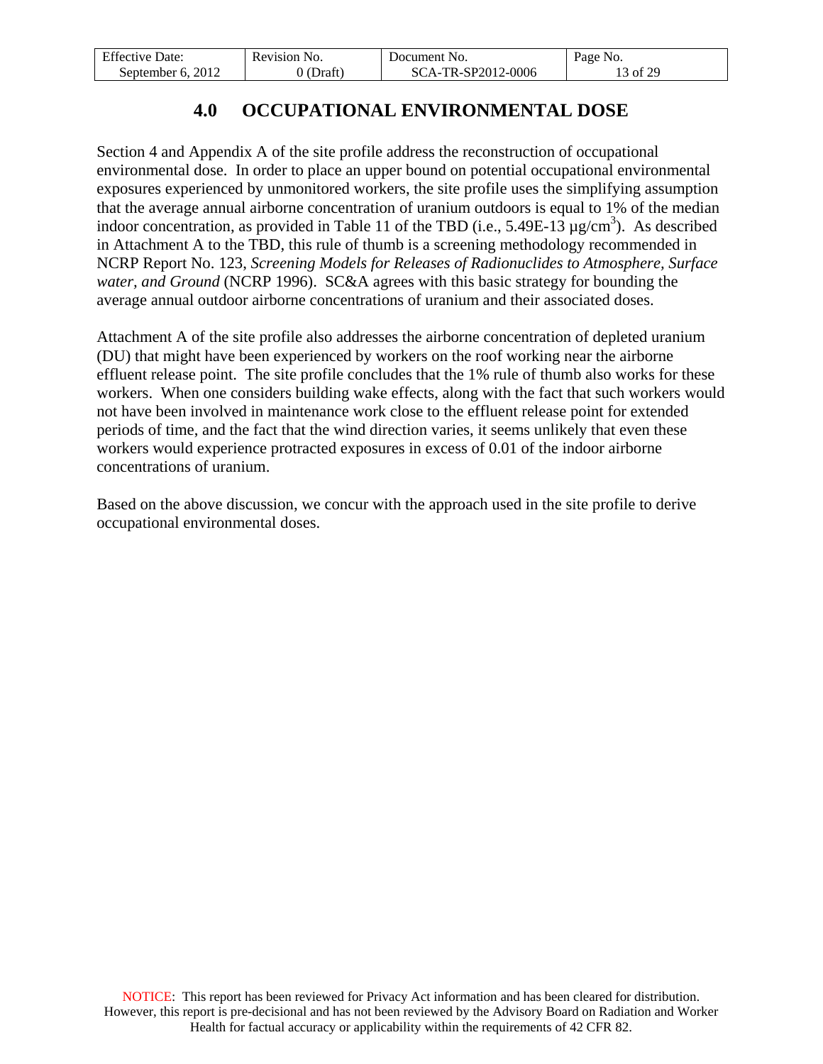# 4.0 OCCUPATIONAL ENVIRONMENTAL DOSE

Section 4 and Appendix A of the site profile address the reconstruction of occupational environmental dose. In order to place an upper bound on potential occupational environmental exposures experienced by unmonitored workers, the site profile uses the simplifying assumption that the average annual airborne concentration of uranium outdoors is equal to 1% of the median indoor concentration, as provided in Table 11 of the TBD (i.e., 5.49E-13 µg/cm$^3$). As described in Attachment A to the TBD, this rule of thumb is a screening methodology recommended in NCRP Report No. 123, *Screening Models for Releases of Radionuclides to Atmosphere, Surface water, and Ground* (NCRP 1996). SC&A agrees with this basic strategy for bounding the average annual outdoor airborne concentrations of uranium and their associated doses.

Attachment A of the site profile also addresses the airborne concentration of depleted uranium (DU) that might have been experienced by workers on the roof working near the airborne effluent release point. The site profile concludes that the 1% rule of thumb also works for these workers. When one considers building wake effects, along with the fact that such workers would not have been involved in maintenance work close to the effluent release point for extended periods of time, and the fact that the wind direction varies, it seems unlikely that even these workers would experience protracted exposures in excess of 0.01 of the indoor airborne concentrations of uranium.

Based on the above discussion, we concur with the approach used in the site profile to derive occupational environmental doses.

NOTICE: This report has been reviewed for Privacy Act information and has been cleared for distribution. However, this report is pre-decisional and has not been reviewed by the Advisory Board on Radiation and Worker Health for factual accuracy or applicability within the requirements of 42 CFR 82.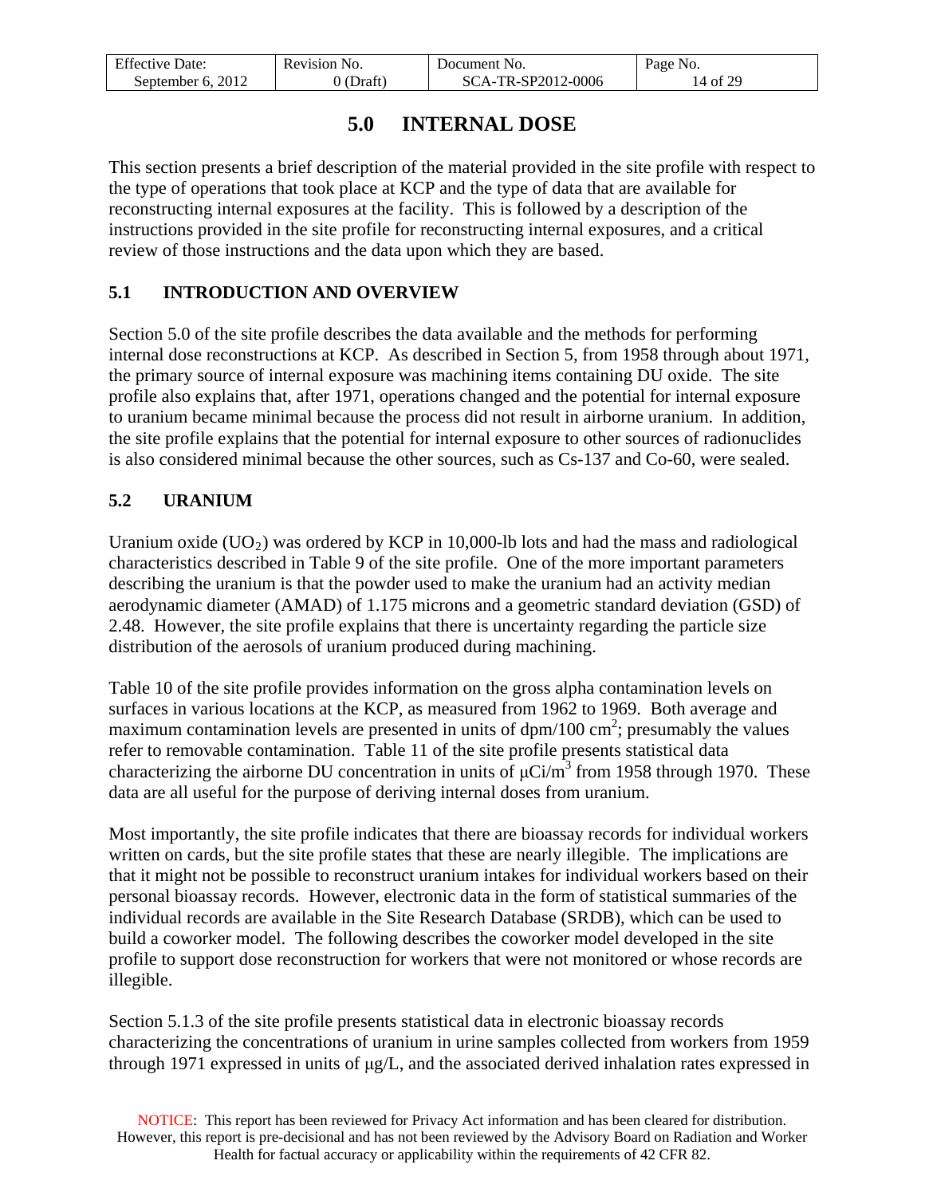# 5.0 INTERNAL DOSE

This section presents a brief description of the material provided in the site profile with respect to the type of operations that took place at KCP and the type of data that are available for reconstructing internal exposures at the facility. This is followed by a description of the instructions provided in the site profile for reconstructing internal exposures, and a critical review of those instructions and the data upon which they are based.

## 5.1 INTRODUCTION AND OVERVIEW

Section 5.0 of the site profile describes the data available and the methods for performing internal dose reconstructions at KCP. As described in Section 5, from 1958 through about 1971, the primary source of internal exposure was machining items containing DU oxide. The site profile also explains that, after 1971, operations changed and the potential for internal exposure to uranium became minimal because the process did not result in airborne uranium. In addition, the site profile explains that the potential for internal exposure to other sources of radionuclides is also considered minimal because the other sources, such as Cs-137 and Co-60, were sealed.

## 5.2 URANIUM

Uranium oxide ($UO_2$) was ordered by KCP in 10,000-lb lots and had the mass and radiological characteristics described in Table 9 of the site profile. One of the more important parameters describing the uranium is that the powder used to make the uranium had an activity median aerodynamic diameter (AMAD) of 1.175 microns and a geometric standard deviation (GSD) of 2.48. However, the site profile explains that there is uncertainty regarding the particle size distribution of the aerosols of uranium produced during machining.

Table 10 of the site profile provides information on the gross alpha contamination levels on surfaces in various locations at the KCP, as measured from 1962 to 1969. Both average and maximum contamination levels are presented in units of dpm/100 $cm^2$; presumably the values refer to removable contamination. Table 11 of the site profile presents statistical data characterizing the airborne DU concentration in units of $\mu Ci/m^3$ from 1958 through 1970. These data are all useful for the purpose of deriving internal doses from uranium.

Most importantly, the site profile indicates that there are bioassay records for individual workers written on cards, but the site profile states that these are nearly illegible. The implications are that it might not be possible to reconstruct uranium intakes for individual workers based on their personal bioassay records. However, electronic data in the form of statistical summaries of the individual records are available in the Site Research Database (SRDB), which can be used to build a coworker model. The following describes the coworker model developed in the site profile to support dose reconstruction for workers that were not monitored or whose records are illegible.

Section 5.1.3 of the site profile presents statistical data in electronic bioassay records characterizing the concentrations of uranium in urine samples collected from workers from 1959 through 1971 expressed in units of µg/L, and the associated derived inhalation rates expressed in

NOTICE: This report has been reviewed for Privacy Act information and has been cleared for distribution. However, this report is pre-decisional and has not been reviewed by the Advisory Board on Radiation and Worker Health for factual accuracy or applicability within the requirements of 42 CFR 82.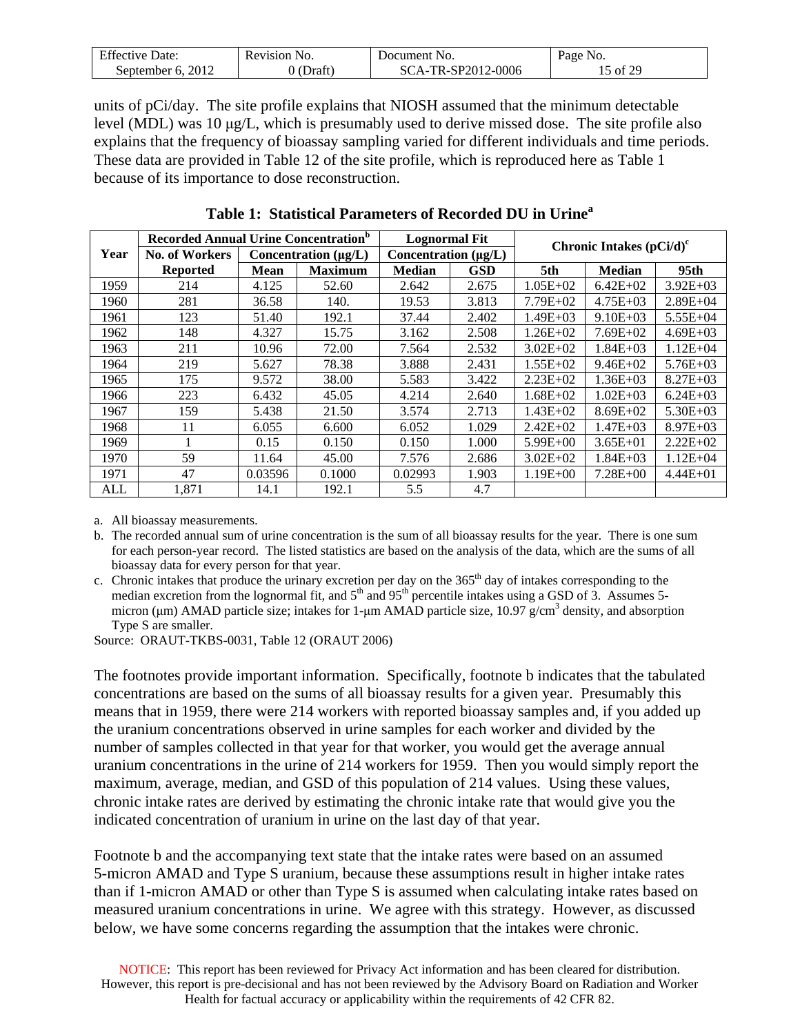units of pCi/day. The site profile explains that NIOSH assumed that the minimum detectable level (MDL) was 10 μg/L, which is presumably used to derive missed dose. The site profile also explains that the frequency of bioassay sampling varied for different individuals and time periods. These data are provided in Table 12 of the site profile, which is reproduced here as Table 1 because of its importance to dose reconstruction.

**Table 1: Statistical Parameters of Recorded DU in Urine[a]**

| Year | Recorded Annual Urine Concentration[b] | | | Lognormal Fit | | Chronic Intakes (pCi/d)[c] | | |
|---|---|---|---|---|---|---|---|---|
| | No. of Workers Reported | Concentration (μg/L) | | Concentration (μg/L) | | | | |
| | | Mean | Maximum | Median | GSD | 5th | Median | 95th |
| 1959 | 214 | 4.125 | 52.60 | 2.642 | 2.675 | 1.05E+02 | 6.42E+02 | 3.92E+03 |
| 1960 | 281 | 36.58 | 140. | 19.53 | 3.813 | 7.79E+02 | 4.75E+03 | 2.89E+04 |
| 1961 | 123 | 51.40 | 192.1 | 37.44 | 2.402 | 1.49E+03 | 9.10E+03 | 5.55E+04 |
| 1962 | 148 | 4.327 | 15.75 | 3.162 | 2.508 | 1.26E+02 | 7.69E+02 | 4.69E+03 |
| 1963 | 211 | 10.96 | 72.00 | 7.564 | 2.532 | 3.02E+02 | 1.84E+03 | 1.12E+04 |
| 1964 | 219 | 5.627 | 78.38 | 3.888 | 2.431 | 1.55E+02 | 9.46E+02 | 5.76E+03 |
| 1965 | 175 | 9.572 | 38.00 | 5.583 | 3.422 | 2.23E+02 | 1.36E+03 | 8.27E+03 |
| 1966 | 223 | 6.432 | 45.05 | 4.214 | 2.640 | 1.68E+02 | 1.02E+03 | 6.24E+03 |
| 1967 | 159 | 5.438 | 21.50 | 3.574 | 2.713 | 1.43E+02 | 8.69E+02 | 5.30E+03 |
| 1968 | 11 | 6.055 | 6.600 | 6.052 | 1.029 | 2.42E+02 | 1.47E+03 | 8.97E+03 |
| 1969 | 1 | 0.15 | 0.150 | 0.150 | 1.000 | 5.99E+00 | 3.65E+01 | 2.22E+02 |
| 1970 | 59 | 11.64 | 45.00 | 7.576 | 2.686 | 3.02E+02 | 1.84E+03 | 1.12E+04 |
| 1971 | 47 | 0.03596 | 0.1000 | 0.02993 | 1.903 | 1.19E+00 | 7.28E+00 | 4.44E+01 |
| ALL | 1,871 | 14.1 | 192.1 | 5.5 | 4.7 | | | |

a. All bioassay measurements.

b. The recorded annual sum of urine concentration is the sum of all bioassay results for the year. There is one sum for each person-year record. The listed statistics are based on the analysis of the data, which are the sums of all bioassay data for every person for that year.

c. Chronic intakes that produce the urinary excretion per day on the 365th day of intakes corresponding to the median excretion from the lognormal fit, and 5th and 95th percentile intakes using a GSD of 3. Assumes 5-micron (μm) AMAD particle size; intakes for 1-μm AMAD particle size, 10.97 g/cm$^3$ density, and absorption Type S are smaller.

Source: ORAUT-TKBS-0031, Table 12 (ORAUT 2006)

The footnotes provide important information. Specifically, footnote b indicates that the tabulated concentrations are based on the sums of all bioassay results for a given year. Presumably this means that in 1959, there were 214 workers with reported bioassay samples and, if you added up the uranium concentrations observed in urine samples for each worker and divided by the number of samples collected in that year for that worker, you would get the average annual uranium concentrations in the urine of 214 workers for 1959. Then you would simply report the maximum, average, median, and GSD of this population of 214 values. Using these values, chronic intake rates are derived by estimating the chronic intake rate that would give you the indicated concentration of uranium in urine on the last day of that year.

Footnote b and the accompanying text state that the intake rates were based on an assumed 5-micron AMAD and Type S uranium, because these assumptions result in higher intake rates than if 1-micron AMAD or other than Type S is assumed when calculating intake rates based on measured uranium concentrations in urine. We agree with this strategy. However, as discussed below, we have some concerns regarding the assumption that the intakes were chronic.

NOTICE: This report has been reviewed for Privacy Act information and has been cleared for distribution. However, this report is pre-decisional and has not been reviewed by the Advisory Board on Radiation and Worker Health for factual accuracy or applicability within the requirements of 42 CFR 82.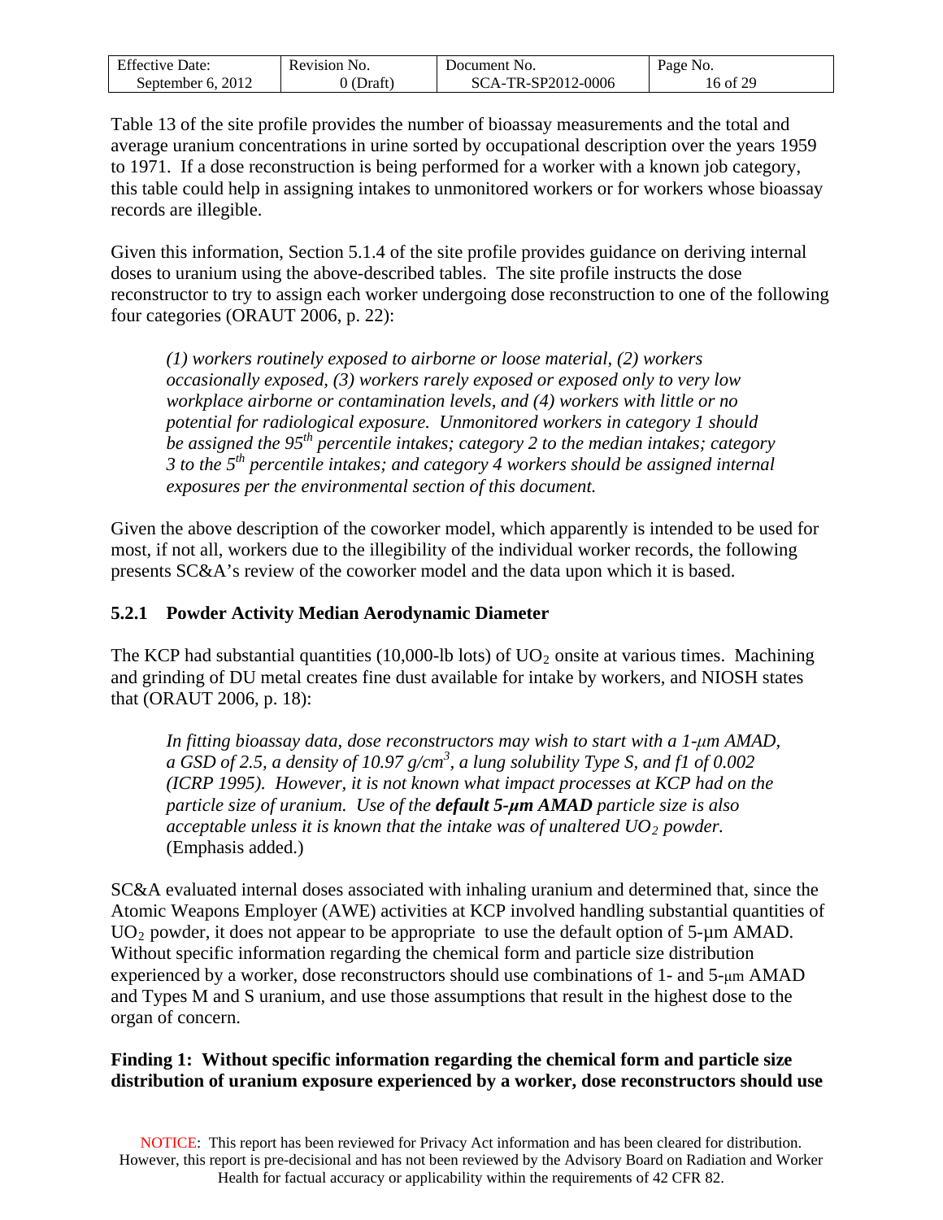Table 13 of the site profile provides the number of bioassay measurements and the total and average uranium concentrations in urine sorted by occupational description over the years 1959 to 1971. If a dose reconstruction is being performed for a worker with a known job category, this table could help in assigning intakes to unmonitored workers or for workers whose bioassay records are illegible.

Given this information, Section 5.1.4 of the site profile provides guidance on deriving internal doses to uranium using the above-described tables. The site profile instructs the dose reconstructor to try to assign each worker undergoing dose reconstruction to one of the following four categories (ORAUT 2006, p. 22):

> *(1) workers routinely exposed to airborne or loose material, (2) workers occasionally exposed, (3) workers rarely exposed or exposed only to very low workplace airborne or contamination levels, and (4) workers with little or no potential for radiological exposure. Unmonitored workers in category 1 should be assigned the 95$^{th}$ percentile intakes; category 2 to the median intakes; category 3 to the 5$^{th}$ percentile intakes; and category 4 workers should be assigned internal exposures per the environmental section of this document.*

Given the above description of the coworker model, which apparently is intended to be used for most, if not all, workers due to the illegibility of the individual worker records, the following presents SC&A's review of the coworker model and the data upon which it is based.

### 5.2.1 Powder Activity Median Aerodynamic Diameter

The KCP had substantial quantities (10,000-lb lots) of $UO_2$ onsite at various times. Machining and grinding of DU metal creates fine dust available for intake by workers, and NIOSH states that (ORAUT 2006, p. 18):

> *In fitting bioassay data, dose reconstructors may wish to start with a 1-μm AMAD, a GSD of 2.5, a density of 10.97 g/cm$^3$, a lung solubility Type S, and f1 of 0.002 (ICRP 1995). However, it is not known what impact processes at KCP had on the particle size of uranium. Use of the **default 5-μm AMAD** particle size is also acceptable unless it is known that the intake was of unaltered $UO_2$ powder.* (Emphasis added.)

SC&A evaluated internal doses associated with inhaling uranium and determined that, since the Atomic Weapons Employer (AWE) activities at KCP involved handling substantial quantities of $UO_2$ powder, it does not appear to be appropriate to use the default option of 5-µm AMAD. Without specific information regarding the chemical form and particle size distribution experienced by a worker, dose reconstructors should use combinations of 1- and 5-µm AMAD and Types M and S uranium, and use those assumptions that result in the highest dose to the organ of concern.

**Finding 1: Without specific information regarding the chemical form and particle size distribution of uranium exposure experienced by a worker, dose reconstructors should use**

NOTICE: This report has been reviewed for Privacy Act information and has been cleared for distribution. However, this report is pre-decisional and has not been reviewed by the Advisory Board on Radiation and Worker Health for factual accuracy or applicability within the requirements of 42 CFR 82.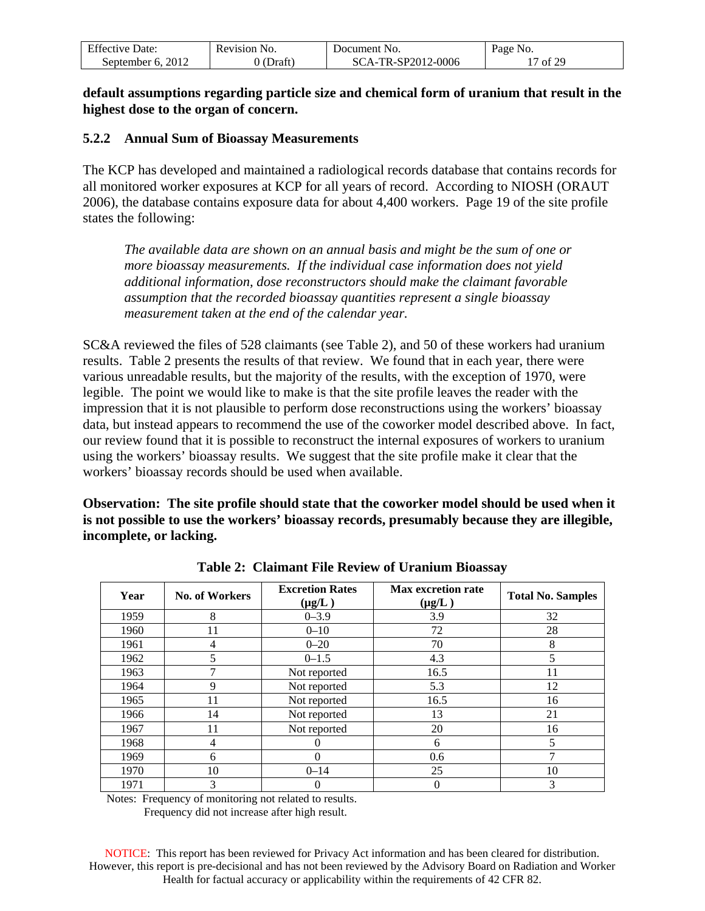**default assumptions regarding particle size and chemical form of uranium that result in the highest dose to the organ of concern.**

### 5.2.2 Annual Sum of Bioassay Measurements

The KCP has developed and maintained a radiological records database that contains records for all monitored worker exposures at KCP for all years of record. According to NIOSH (ORAUT 2006), the database contains exposure data for about 4,400 workers. Page 19 of the site profile states the following:

> *The available data are shown on an annual basis and might be the sum of one or more bioassay measurements. If the individual case information does not yield additional information, dose reconstructors should make the claimant favorable assumption that the recorded bioassay quantities represent a single bioassay measurement taken at the end of the calendar year.*

SC&A reviewed the files of 528 claimants (see Table 2), and 50 of these workers had uranium results. Table 2 presents the results of that review. We found that in each year, there were various unreadable results, but the majority of the results, with the exception of 1970, were legible. The point we would like to make is that the site profile leaves the reader with the impression that it is not plausible to perform dose reconstructions using the workers' bioassay data, but instead appears to recommend the use of the coworker model described above. In fact, our review found that it is possible to reconstruct the internal exposures of workers to uranium using the workers' bioassay results. We suggest that the site profile make it clear that the workers' bioassay records should be used when available.

**Observation: The site profile should state that the coworker model should be used when it is not possible to use the workers' bioassay records, presumably because they are illegible, incomplete, or lacking.**

**Table 2: Claimant File Review of Uranium Bioassay**

| Year | No. of Workers | Excretion Rates (µg/L ) | Max excretion rate (µg/L ) | Total No. Samples |
|---|---|---|---|---|
| 1959 | 8 | 0–3.9 | 3.9 | 32 |
| 1960 | 11 | 0–10 | 72 | 28 |
| 1961 | 4 | 0–20 | 70 | 8 |
| 1962 | 5 | 0–1.5 | 4.3 | 5 |
| 1963 | 7 | Not reported | 16.5 | 11 |
| 1964 | 9 | Not reported | 5.3 | 12 |
| 1965 | 11 | Not reported | 16.5 | 16 |
| 1966 | 14 | Not reported | 13 | 21 |
| 1967 | 11 | Not reported | 20 | 16 |
| 1968 | 4 | 0 | 6 | 5 |
| 1969 | 6 | 0 | 0.6 | 7 |
| 1970 | 10 | 0–14 | 25 | 10 |
| 1971 | 3 | 0 | 0 | 3 |

Notes: Frequency of monitoring not related to results.
Frequency did not increase after high result.

NOTICE: This report has been reviewed for Privacy Act information and has been cleared for distribution. However, this report is pre-decisional and has not been reviewed by the Advisory Board on Radiation and Worker Health for factual accuracy or applicability within the requirements of 42 CFR 82.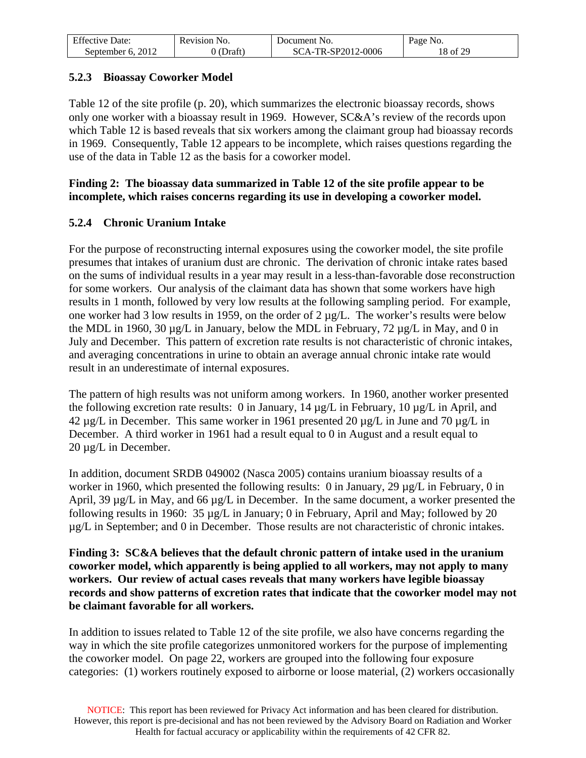### 5.2.3 Bioassay Coworker Model

Table 12 of the site profile (p. 20), which summarizes the electronic bioassay records, shows only one worker with a bioassay result in 1969. However, SC&A's review of the records upon which Table 12 is based reveals that six workers among the claimant group had bioassay records in 1969. Consequently, Table 12 appears to be incomplete, which raises questions regarding the use of the data in Table 12 as the basis for a coworker model.

**Finding 2: The bioassay data summarized in Table 12 of the site profile appear to be incomplete, which raises concerns regarding its use in developing a coworker model.**

### 5.2.4 Chronic Uranium Intake

For the purpose of reconstructing internal exposures using the coworker model, the site profile presumes that intakes of uranium dust are chronic. The derivation of chronic intake rates based on the sums of individual results in a year may result in a less-than-favorable dose reconstruction for some workers. Our analysis of the claimant data has shown that some workers have high results in 1 month, followed by very low results at the following sampling period. For example, one worker had 3 low results in 1959, on the order of 2 µg/L. The worker's results were below the MDL in 1960, 30 µg/L in January, below the MDL in February, 72 µg/L in May, and 0 in July and December. This pattern of excretion rate results is not characteristic of chronic intakes, and averaging concentrations in urine to obtain an average annual chronic intake rate would result in an underestimate of internal exposures.

The pattern of high results was not uniform among workers. In 1960, another worker presented the following excretion rate results: 0 in January, 14 µg/L in February, 10 µg/L in April, and 42 µg/L in December. This same worker in 1961 presented 20 µg/L in June and 70 µg/L in December. A third worker in 1961 had a result equal to 0 in August and a result equal to 20 µg/L in December.

In addition, document SRDB 049002 (Nasca 2005) contains uranium bioassay results of a worker in 1960, which presented the following results: 0 in January, 29 µg/L in February, 0 in April, 39 µg/L in May, and 66 µg/L in December. In the same document, a worker presented the following results in 1960: 35 µg/L in January; 0 in February, April and May; followed by 20 µg/L in September; and 0 in December. Those results are not characteristic of chronic intakes.

**Finding 3: SC&A believes that the default chronic pattern of intake used in the uranium coworker model, which apparently is being applied to all workers, may not apply to many workers. Our review of actual cases reveals that many workers have legible bioassay records and show patterns of excretion rates that indicate that the coworker model may not be claimant favorable for all workers.**

In addition to issues related to Table 12 of the site profile, we also have concerns regarding the way in which the site profile categorizes unmonitored workers for the purpose of implementing the coworker model. On page 22, workers are grouped into the following four exposure categories: (1) workers routinely exposed to airborne or loose material, (2) workers occasionally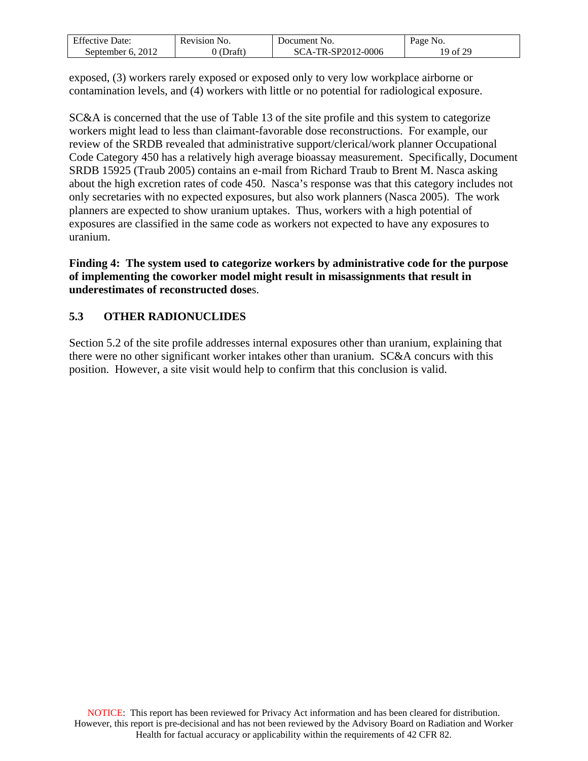exposed, (3) workers rarely exposed or exposed only to very low workplace airborne or contamination levels, and (4) workers with little or no potential for radiological exposure.

SC&A is concerned that the use of Table 13 of the site profile and this system to categorize workers might lead to less than claimant-favorable dose reconstructions. For example, our review of the SRDB revealed that administrative support/clerical/work planner Occupational Code Category 450 has a relatively high average bioassay measurement. Specifically, Document SRDB 15925 (Traub 2005) contains an e-mail from Richard Traub to Brent M. Nasca asking about the high excretion rates of code 450. Nasca's response was that this category includes not only secretaries with no expected exposures, but also work planners (Nasca 2005). The work planners are expected to show uranium uptakes. Thus, workers with a high potential of exposures are classified in the same code as workers not expected to have any exposures to uranium.

**Finding 4: The system used to categorize workers by administrative code for the purpose of implementing the coworker model might result in misassignments that result in underestimates of reconstructed doses.**

## 5.3 OTHER RADIONUCLIDES

Section 5.2 of the site profile addresses internal exposures other than uranium, explaining that there were no other significant worker intakes other than uranium. SC&A concurs with this position. However, a site visit would help to confirm that this conclusion is valid.

NOTICE: This report has been reviewed for Privacy Act information and has been cleared for distribution. However, this report is pre-decisional and has not been reviewed by the Advisory Board on Radiation and Worker Health for factual accuracy or applicability within the requirements of 42 CFR 82.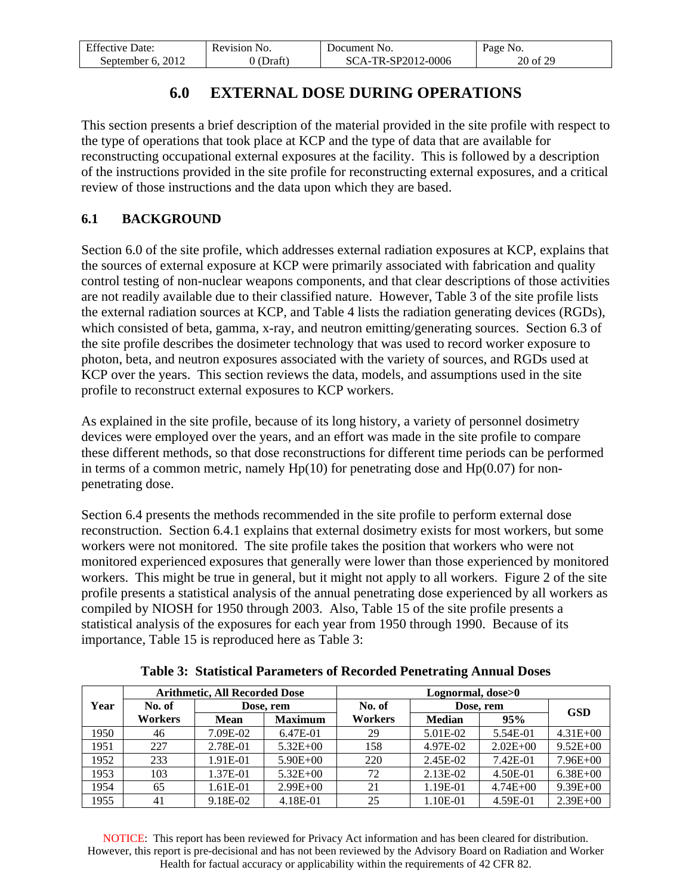# 6.0 EXTERNAL DOSE DURING OPERATIONS

This section presents a brief description of the material provided in the site profile with respect to the type of operations that took place at KCP and the type of data that are available for reconstructing occupational external exposures at the facility. This is followed by a description of the instructions provided in the site profile for reconstructing external exposures, and a critical review of those instructions and the data upon which they are based.

## 6.1 BACKGROUND

Section 6.0 of the site profile, which addresses external radiation exposures at KCP, explains that the sources of external exposure at KCP were primarily associated with fabrication and quality control testing of non-nuclear weapons components, and that clear descriptions of those activities are not readily available due to their classified nature. However, Table 3 of the site profile lists the external radiation sources at KCP, and Table 4 lists the radiation generating devices (RGDs), which consisted of beta, gamma, x-ray, and neutron emitting/generating sources. Section 6.3 of the site profile describes the dosimeter technology that was used to record worker exposure to photon, beta, and neutron exposures associated with the variety of sources, and RGDs used at KCP over the years. This section reviews the data, models, and assumptions used in the site profile to reconstruct external exposures to KCP workers.

As explained in the site profile, because of its long history, a variety of personnel dosimetry devices were employed over the years, and an effort was made in the site profile to compare these different methods, so that dose reconstructions for different time periods can be performed in terms of a common metric, namely Hp(10) for penetrating dose and Hp(0.07) for non-penetrating dose.

Section 6.4 presents the methods recommended in the site profile to perform external dose reconstruction. Section 6.4.1 explains that external dosimetry exists for most workers, but some workers were not monitored. The site profile takes the position that workers who were not monitored experienced exposures that generally were lower than those experienced by monitored workers. This might be true in general, but it might not apply to all workers. Figure 2 of the site profile presents a statistical analysis of the annual penetrating dose experienced by all workers as compiled by NIOSH for 1950 through 2003. Also, Table 15 of the site profile presents a statistical analysis of the exposures for each year from 1950 through 1990. Because of its importance, Table 15 is reproduced here as Table 3:

**Table 3: Statistical Parameters of Recorded Penetrating Annual Doses**

| Year | Arithmetic, All Recorded Dose | | | Lognormal, dose>0 | | | |
|---|---|---|---|---|---|---|---|
| | No. of Workers | Dose, rem | | No. of Workers | Dose, rem | | GSD |
| | | Mean | Maximum | | Median | 95% | |
| 1950 | 46 | 7.09E-02 | 6.47E-01 | 29 | 5.01E-02 | 5.54E-01 | 4.31E+00 |
| 1951 | 227 | 2.78E-01 | 5.32E+00 | 158 | 4.97E-02 | 2.02E+00 | 9.52E+00 |
| 1952 | 233 | 1.91E-01 | 5.90E+00 | 220 | 2.45E-02 | 7.42E-01 | 7.96E+00 |
| 1953 | 103 | 1.37E-01 | 5.32E+00 | 72 | 2.13E-02 | 4.50E-01 | 6.38E+00 |
| 1954 | 65 | 1.61E-01 | 2.99E+00 | 21 | 1.19E-01 | 4.74E+00 | 9.39E+00 |
| 1955 | 41 | 9.18E-02 | 4.18E-01 | 25 | 1.10E-01 | 4.59E-01 | 2.39E+00 |

NOTICE: This report has been reviewed for Privacy Act information and has been cleared for distribution. However, this report is pre-decisional and has not been reviewed by the Advisory Board on Radiation and Worker Health for factual accuracy or applicability within the requirements of 42 CFR 82.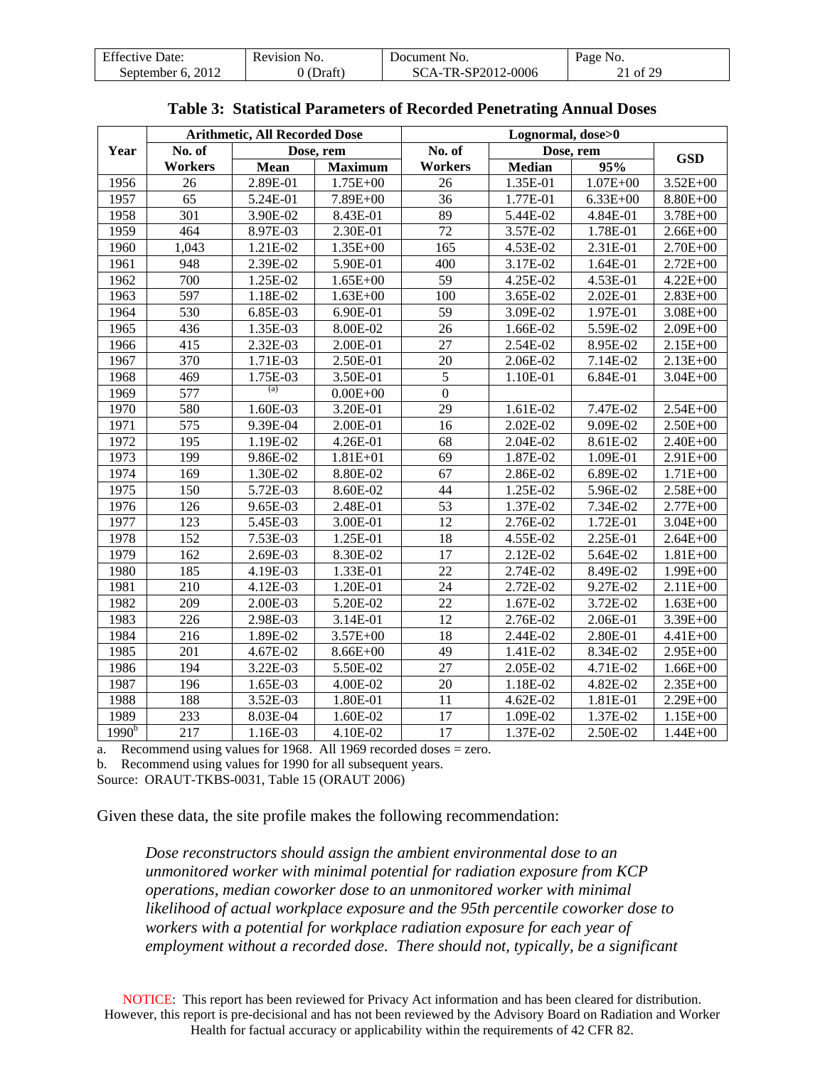**Table 3: Statistical Parameters of Recorded Penetrating Annual Doses**

| Year | Arithmetic, All Recorded Dose | | | Lognormal, dose>0 | | | |
|---|---|---|---|---|---|---|---|
| | No. of Workers | Dose, rem | | No. of Workers | Dose, rem | | GSD |
| | | Mean | Maximum | | Median | 95% | |
| 1956 | 26 | 2.89E-01 | 1.75E+00 | 26 | 1.35E-01 | 1.07E+00 | 3.52E+00 |
| 1957 | 65 | 5.24E-01 | 7.89E+00 | 36 | 1.77E-01 | 6.33E+00 | 8.80E+00 |
| 1958 | 301 | 3.90E-02 | 8.43E-01 | 89 | 5.44E-02 | 4.84E-01 | 3.78E+00 |
| 1959 | 464 | 8.97E-03 | 2.30E-01 | 72 | 3.57E-02 | 1.78E-01 | 2.66E+00 |
| 1960 | 1,043 | 1.21E-02 | 1.35E+00 | 165 | 4.53E-02 | 2.31E-01 | 2.70E+00 |
| 1961 | 948 | 2.39E-02 | 5.90E-01 | 400 | 3.17E-02 | 1.64E-01 | 2.72E+00 |
| 1962 | 700 | 1.25E-02 | 1.65E+00 | 59 | 4.25E-02 | 4.53E-01 | 4.22E+00 |
| 1963 | 597 | 1.18E-02 | 1.63E+00 | 100 | 3.65E-02 | 2.02E-01 | 2.83E+00 |
| 1964 | 530 | 6.85E-03 | 6.90E-01 | 59 | 3.09E-02 | 1.97E-01 | 3.08E+00 |
| 1965 | 436 | 1.35E-03 | 8.00E-02 | 26 | 1.66E-02 | 5.59E-02 | 2.09E+00 |
| 1966 | 415 | 2.32E-03 | 2.00E-01 | 27 | 2.54E-02 | 8.95E-02 | 2.15E+00 |
| 1967 | 370 | 1.71E-03 | 2.50E-01 | 20 | 2.06E-02 | 7.14E-02 | 2.13E+00 |
| 1968 | 469 | 1.75E-03 | 3.50E-01 | 5 | 1.10E-01 | 6.84E-01 | 3.04E+00 |
| 1969 | 577 | (a) | 0.00E+00 | 0 | | | |
| 1970 | 580 | 1.60E-03 | 3.20E-01 | 29 | 1.61E-02 | 7.47E-02 | 2.54E+00 |
| 1971 | 575 | 9.39E-04 | 2.00E-01 | 16 | 2.02E-02 | 9.09E-02 | 2.50E+00 |
| 1972 | 195 | 1.19E-02 | 4.26E-01 | 68 | 2.04E-02 | 8.61E-02 | 2.40E+00 |
| 1973 | 199 | 9.86E-02 | 1.81E+01 | 69 | 1.87E-02 | 1.09E-01 | 2.91E+00 |
| 1974 | 169 | 1.30E-02 | 8.80E-02 | 67 | 2.86E-02 | 6.89E-02 | 1.71E+00 |
| 1975 | 150 | 5.72E-03 | 8.60E-02 | 44 | 1.25E-02 | 5.96E-02 | 2.58E+00 |
| 1976 | 126 | 9.65E-03 | 2.48E-01 | 53 | 1.37E-02 | 7.34E-02 | 2.77E+00 |
| 1977 | 123 | 5.45E-03 | 3.00E-01 | 12 | 2.76E-02 | 1.72E-01 | 3.04E+00 |
| 1978 | 152 | 7.53E-03 | 1.25E-01 | 18 | 4.55E-02 | 2.25E-01 | 2.64E+00 |
| 1979 | 162 | 2.69E-03 | 8.30E-02 | 17 | 2.12E-02 | 5.64E-02 | 1.81E+00 |
| 1980 | 185 | 4.19E-03 | 1.33E-01 | 22 | 2.74E-02 | 8.49E-02 | 1.99E+00 |
| 1981 | 210 | 4.12E-03 | 1.20E-01 | 24 | 2.72E-02 | 9.27E-02 | 2.11E+00 |
| 1982 | 209 | 2.00E-03 | 5.20E-02 | 22 | 1.67E-02 | 3.72E-02 | 1.63E+00 |
| 1983 | 226 | 2.98E-03 | 3.14E-01 | 12 | 2.76E-02 | 2.06E-01 | 3.39E+00 |
| 1984 | 216 | 1.89E-02 | 3.57E+00 | 18 | 2.44E-02 | 2.80E-01 | 4.41E+00 |
| 1985 | 201 | 4.67E-02 | 8.66E+00 | 49 | 1.41E-02 | 8.34E-02 | 2.95E+00 |
| 1986 | 194 | 3.22E-03 | 5.50E-02 | 27 | 2.05E-02 | 4.71E-02 | 1.66E+00 |
| 1987 | 196 | 1.65E-03 | 4.00E-02 | 20 | 1.18E-02 | 4.82E-02 | 2.35E+00 |
| 1988 | 188 | 3.52E-03 | 1.80E-01 | 11 | 4.62E-02 | 1.81E-01 | 2.29E+00 |
| 1989 | 233 | 8.03E-04 | 1.60E-02 | 17 | 1.09E-02 | 1.37E-02 | 1.15E+00 |
| 1990[b] | 217 | 1.16E-03 | 4.10E-02 | 17 | 1.37E-02 | 2.50E-02 | 1.44E+00 |

a. Recommend using values for 1968. All 1969 recorded doses = zero.
b. Recommend using values for 1990 for all subsequent years.
Source: ORAUT-TKBS-0031, Table 15 (ORAUT 2006)

Given these data, the site profile makes the following recommendation:

> *Dose reconstructors should assign the ambient environmental dose to an unmonitored worker with minimal potential for radiation exposure from KCP operations, median coworker dose to an unmonitored worker with minimal likelihood of actual workplace exposure and the 95th percentile coworker dose to workers with a potential for workplace radiation exposure for each year of employment without a recorded dose. There should not, typically, be a significant*

NOTICE: This report has been reviewed for Privacy Act information and has been cleared for distribution. However, this report is pre-decisional and has not been reviewed by the Advisory Board on Radiation and Worker Health for factual accuracy or applicability within the requirements of 42 CFR 82.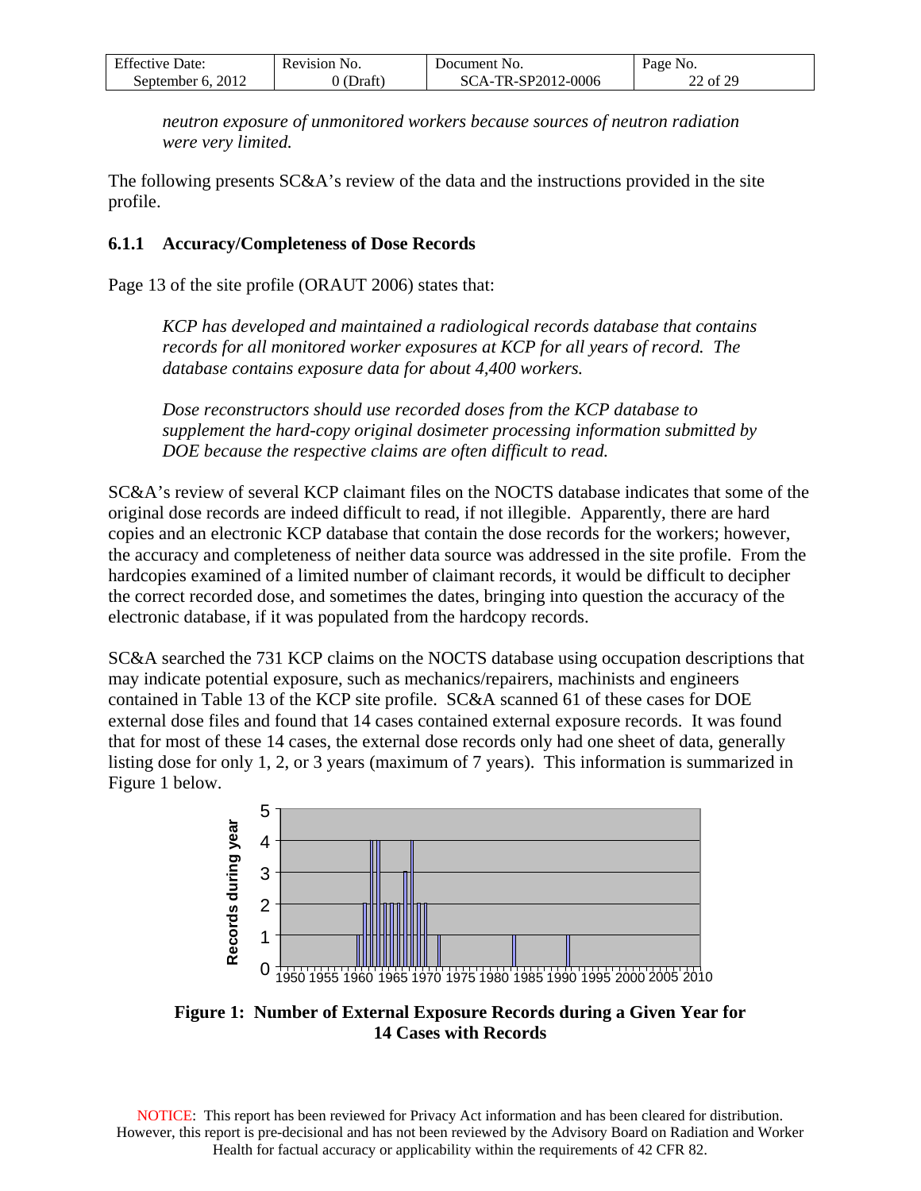*neutron exposure of unmonitored workers because sources of neutron radiation were very limited.*

The following presents SC&A's review of the data and the instructions provided in the site profile.

### 6.1.1 Accuracy/Completeness of Dose Records

Page 13 of the site profile (ORAUT 2006) states that:

> *KCP has developed and maintained a radiological records database that contains records for all monitored worker exposures at KCP for all years of record. The database contains exposure data for about 4,400 workers.*
>
> *Dose reconstructors should use recorded doses from the KCP database to supplement the hard-copy original dosimeter processing information submitted by DOE because the respective claims are often difficult to read.*

SC&A's review of several KCP claimant files on the NOCTS database indicates that some of the original dose records are indeed difficult to read, if not illegible. Apparently, there are hard copies and an electronic KCP database that contain the dose records for the workers; however, the accuracy and completeness of neither data source was addressed in the site profile. From the hardcopies examined of a limited number of claimant records, it would be difficult to decipher the correct recorded dose, and sometimes the dates, bringing into question the accuracy of the electronic database, if it was populated from the hardcopy records.

SC&A searched the 731 KCP claims on the NOCTS database using occupation descriptions that may indicate potential exposure, such as mechanics/repairers, machinists and engineers contained in Table 13 of the KCP site profile. SC&A scanned 61 of these cases for DOE external dose files and found that 14 cases contained external exposure records. It was found that for most of these 14 cases, the external dose records only had one sheet of data, generally listing dose for only 1, 2, or 3 years (maximum of 7 years). This information is summarized in Figure 1 below.

Records during year

5
4
3
2
1
0

1950 1955 1960 1965 1970 1975 1980 1985 1990 1995 2000 2005 2010

**Figure 1: Number of External Exposure Records during a Given Year for 14 Cases with Records**

NOTICE: This report has been reviewed for Privacy Act information and has been cleared for distribution. However, this report is pre-decisional and has not been reviewed by the Advisory Board on Radiation and Worker Health for factual accuracy or applicability within the requirements of 42 CFR 82.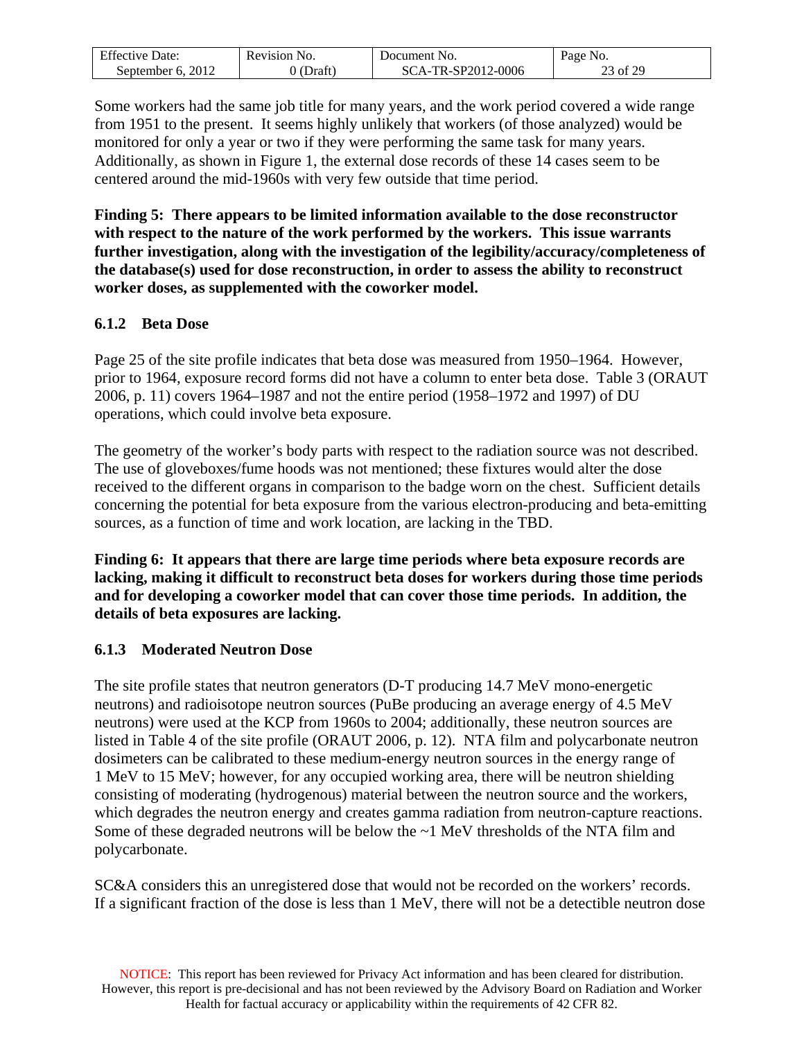Some workers had the same job title for many years, and the work period covered a wide range from 1951 to the present. It seems highly unlikely that workers (of those analyzed) would be monitored for only a year or two if they were performing the same task for many years. Additionally, as shown in Figure 1, the external dose records of these 14 cases seem to be centered around the mid-1960s with very few outside that time period.

**Finding 5: There appears to be limited information available to the dose reconstructor with respect to the nature of the work performed by the workers. This issue warrants further investigation, along with the investigation of the legibility/accuracy/completeness of the database(s) used for dose reconstruction, in order to assess the ability to reconstruct worker doses, as supplemented with the coworker model.**

### 6.1.2 Beta Dose

Page 25 of the site profile indicates that beta dose was measured from 1950–1964. However, prior to 1964, exposure record forms did not have a column to enter beta dose. Table 3 (ORAUT 2006, p. 11) covers 1964–1987 and not the entire period (1958–1972 and 1997) of DU operations, which could involve beta exposure.

The geometry of the worker's body parts with respect to the radiation source was not described. The use of gloveboxes/fume hoods was not mentioned; these fixtures would alter the dose received to the different organs in comparison to the badge worn on the chest. Sufficient details concerning the potential for beta exposure from the various electron-producing and beta-emitting sources, as a function of time and work location, are lacking in the TBD.

**Finding 6: It appears that there are large time periods where beta exposure records are lacking, making it difficult to reconstruct beta doses for workers during those time periods and for developing a coworker model that can cover those time periods. In addition, the details of beta exposures are lacking.**

### 6.1.3 Moderated Neutron Dose

The site profile states that neutron generators (D-T producing 14.7 MeV mono-energetic neutrons) and radioisotope neutron sources (PuBe producing an average energy of 4.5 MeV neutrons) were used at the KCP from 1960s to 2004; additionally, these neutron sources are listed in Table 4 of the site profile (ORAUT 2006, p. 12). NTA film and polycarbonate neutron dosimeters can be calibrated to these medium-energy neutron sources in the energy range of 1 MeV to 15 MeV; however, for any occupied working area, there will be neutron shielding consisting of moderating (hydrogenous) material between the neutron source and the workers, which degrades the neutron energy and creates gamma radiation from neutron-capture reactions. Some of these degraded neutrons will be below the ~1 MeV thresholds of the NTA film and polycarbonate.

SC&A considers this an unregistered dose that would not be recorded on the workers' records. If a significant fraction of the dose is less than 1 MeV, there will not be a detectible neutron dose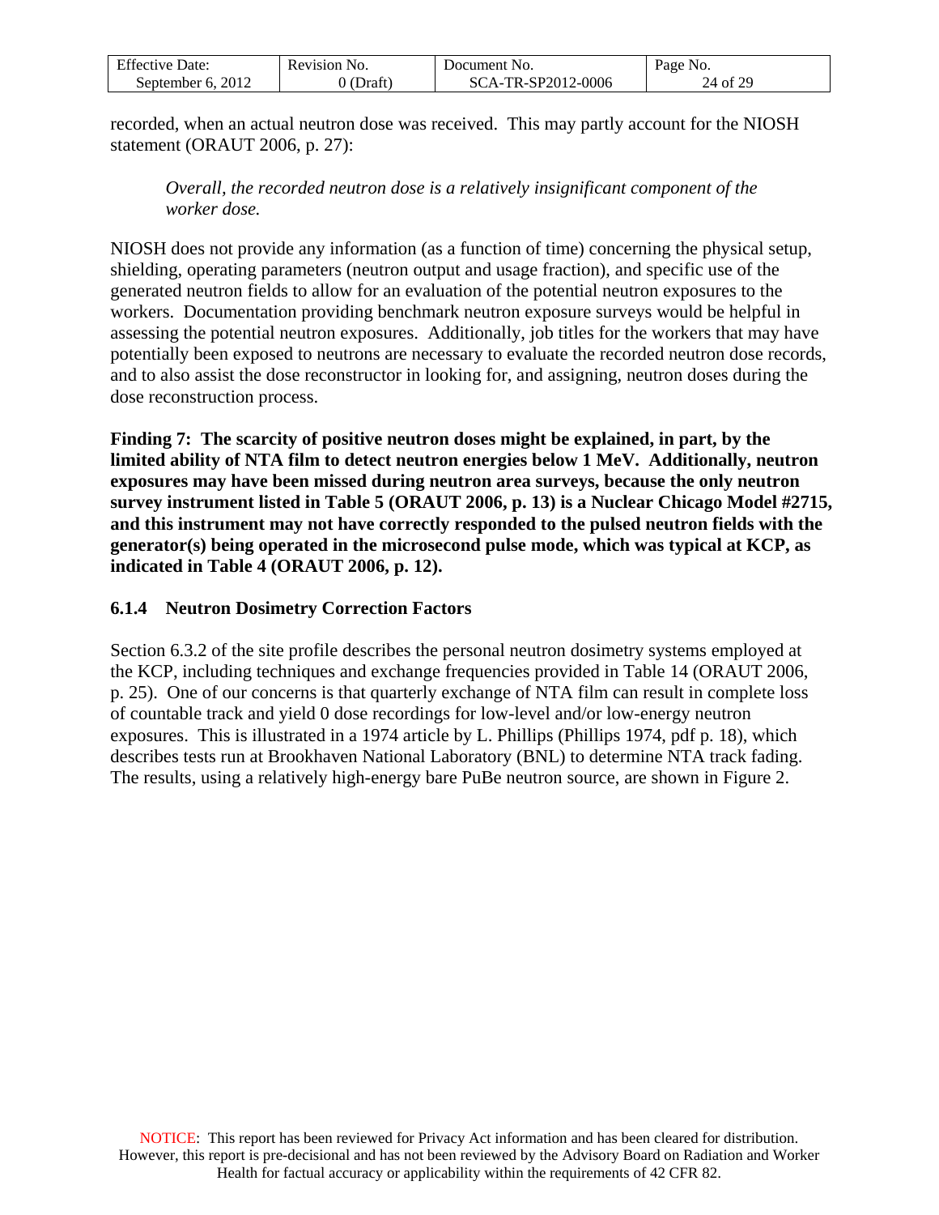recorded, when an actual neutron dose was received. This may partly account for the NIOSH statement (ORAUT 2006, p. 27):

> *Overall, the recorded neutron dose is a relatively insignificant component of the worker dose.*

NIOSH does not provide any information (as a function of time) concerning the physical setup, shielding, operating parameters (neutron output and usage fraction), and specific use of the generated neutron fields to allow for an evaluation of the potential neutron exposures to the workers. Documentation providing benchmark neutron exposure surveys would be helpful in assessing the potential neutron exposures. Additionally, job titles for the workers that may have potentially been exposed to neutrons are necessary to evaluate the recorded neutron dose records, and to also assist the dose reconstructor in looking for, and assigning, neutron doses during the dose reconstruction process.

**Finding 7: The scarcity of positive neutron doses might be explained, in part, by the limited ability of NTA film to detect neutron energies below 1 MeV. Additionally, neutron exposures may have been missed during neutron area surveys, because the only neutron survey instrument listed in Table 5 (ORAUT 2006, p. 13) is a Nuclear Chicago Model #2715, and this instrument may not have correctly responded to the pulsed neutron fields with the generator(s) being operated in the microsecond pulse mode, which was typical at KCP, as indicated in Table 4 (ORAUT 2006, p. 12).**

### 6.1.4 Neutron Dosimetry Correction Factors

Section 6.3.2 of the site profile describes the personal neutron dosimetry systems employed at the KCP, including techniques and exchange frequencies provided in Table 14 (ORAUT 2006, p. 25). One of our concerns is that quarterly exchange of NTA film can result in complete loss of countable track and yield 0 dose recordings for low-level and/or low-energy neutron exposures. This is illustrated in a 1974 article by L. Phillips (Phillips 1974, pdf p. 18), which describes tests run at Brookhaven National Laboratory (BNL) to determine NTA track fading. The results, using a relatively high-energy bare PuBe neutron source, are shown in Figure 2.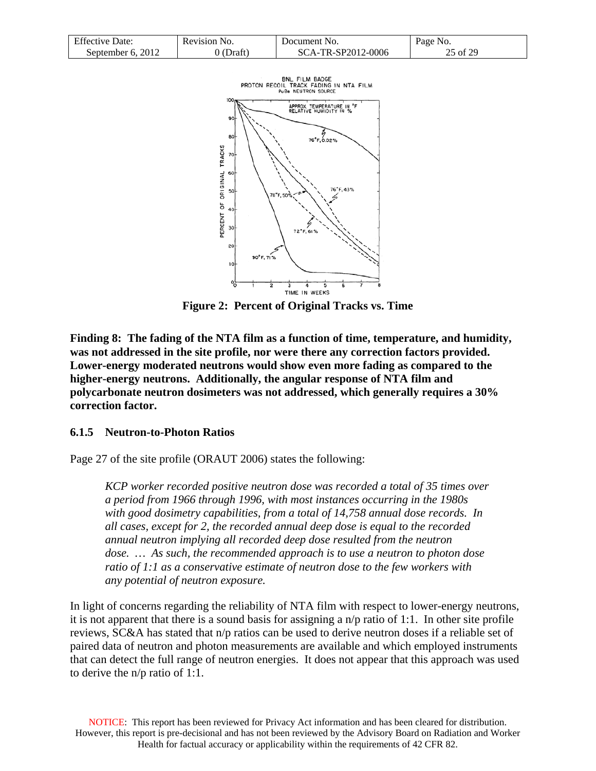BNL FILM BADGE
PROTON RECOIL TRACK FADING IN NTA FILM
PuBe NEUTRON SOURCE

APPROX. TEMPERATURE IN °F
RELATIVE HUMIDITY IN %

76°F, 0.02%

76°F, 43%

78°F, 50%

72°F, 61%

90°F, 71%

PERCENT OF ORIGINAL TRACKS

TIME IN WEEKS

0, 10, 20, 30, 40, 50, 60, 70, 80, 90, 100

0, 1, 2, 3, 4, 5, 6, 7, 8

**Figure 2: Percent of Original Tracks vs. Time**

**Finding 8: The fading of the NTA film as a function of time, temperature, and humidity, was not addressed in the site profile, nor were there any correction factors provided. Lower-energy moderated neutrons would show even more fading as compared to the higher-energy neutrons. Additionally, the angular response of NTA film and polycarbonate neutron dosimeters was not addressed, which generally requires a 30% correction factor.**

### 6.1.5 Neutron-to-Photon Ratios

Page 27 of the site profile (ORAUT 2006) states the following:

> *KCP worker recorded positive neutron dose was recorded a total of 35 times over a period from 1966 through 1996, with most instances occurring in the 1980s with good dosimetry capabilities, from a total of 14,758 annual dose records. In all cases, except for 2, the recorded annual deep dose is equal to the recorded annual neutron implying all recorded deep dose resulted from the neutron dose. … As such, the recommended approach is to use a neutron to photon dose ratio of 1:1 as a conservative estimate of neutron dose to the few workers with any potential of neutron exposure.*

In light of concerns regarding the reliability of NTA film with respect to lower-energy neutrons, it is not apparent that there is a sound basis for assigning a n/p ratio of 1:1. In other site profile reviews, SC&A has stated that n/p ratios can be used to derive neutron doses if a reliable set of paired data of neutron and photon measurements are available and which employed instruments that can detect the full range of neutron energies. It does not appear that this approach was used to derive the n/p ratio of 1:1.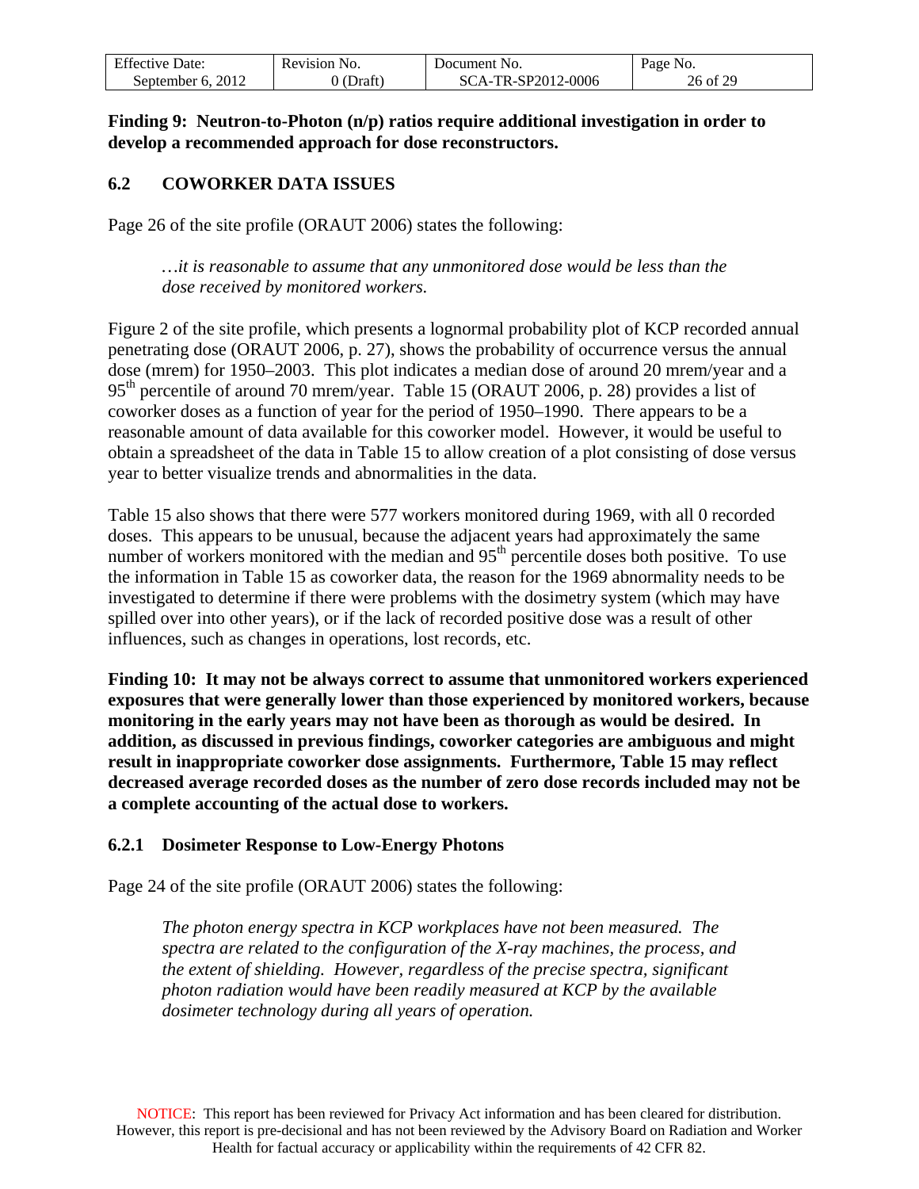**Finding 9: Neutron-to-Photon (n/p) ratios require additional investigation in order to develop a recommended approach for dose reconstructors.**

## 6.2 COWORKER DATA ISSUES

Page 26 of the site profile (ORAUT 2006) states the following:

> *…it is reasonable to assume that any unmonitored dose would be less than the dose received by monitored workers.*

Figure 2 of the site profile, which presents a lognormal probability plot of KCP recorded annual penetrating dose (ORAUT 2006, p. 27), shows the probability of occurrence versus the annual dose (mrem) for 1950–2003. This plot indicates a median dose of around 20 mrem/year and a 95th percentile of around 70 mrem/year. Table 15 (ORAUT 2006, p. 28) provides a list of coworker doses as a function of year for the period of 1950–1990. There appears to be a reasonable amount of data available for this coworker model. However, it would be useful to obtain a spreadsheet of the data in Table 15 to allow creation of a plot consisting of dose versus year to better visualize trends and abnormalities in the data.

Table 15 also shows that there were 577 workers monitored during 1969, with all 0 recorded doses. This appears to be unusual, because the adjacent years had approximately the same number of workers monitored with the median and 95th percentile doses both positive. To use the information in Table 15 as coworker data, the reason for the 1969 abnormality needs to be investigated to determine if there were problems with the dosimetry system (which may have spilled over into other years), or if the lack of recorded positive dose was a result of other influences, such as changes in operations, lost records, etc.

**Finding 10: It may not be always correct to assume that unmonitored workers experienced exposures that were generally lower than those experienced by monitored workers, because monitoring in the early years may not have been as thorough as would be desired. In addition, as discussed in previous findings, coworker categories are ambiguous and might result in inappropriate coworker dose assignments. Furthermore, Table 15 may reflect decreased average recorded doses as the number of zero dose records included may not be a complete accounting of the actual dose to workers.**

### 6.2.1 Dosimeter Response to Low-Energy Photons

Page 24 of the site profile (ORAUT 2006) states the following:

> *The photon energy spectra in KCP workplaces have not been measured. The spectra are related to the configuration of the X-ray machines, the process, and the extent of shielding. However, regardless of the precise spectra, significant photon radiation would have been readily measured at KCP by the available dosimeter technology during all years of operation.*

NOTICE: This report has been reviewed for Privacy Act information and has been cleared for distribution. However, this report is pre-decisional and has not been reviewed by the Advisory Board on Radiation and Worker Health for factual accuracy or applicability within the requirements of 42 CFR 82.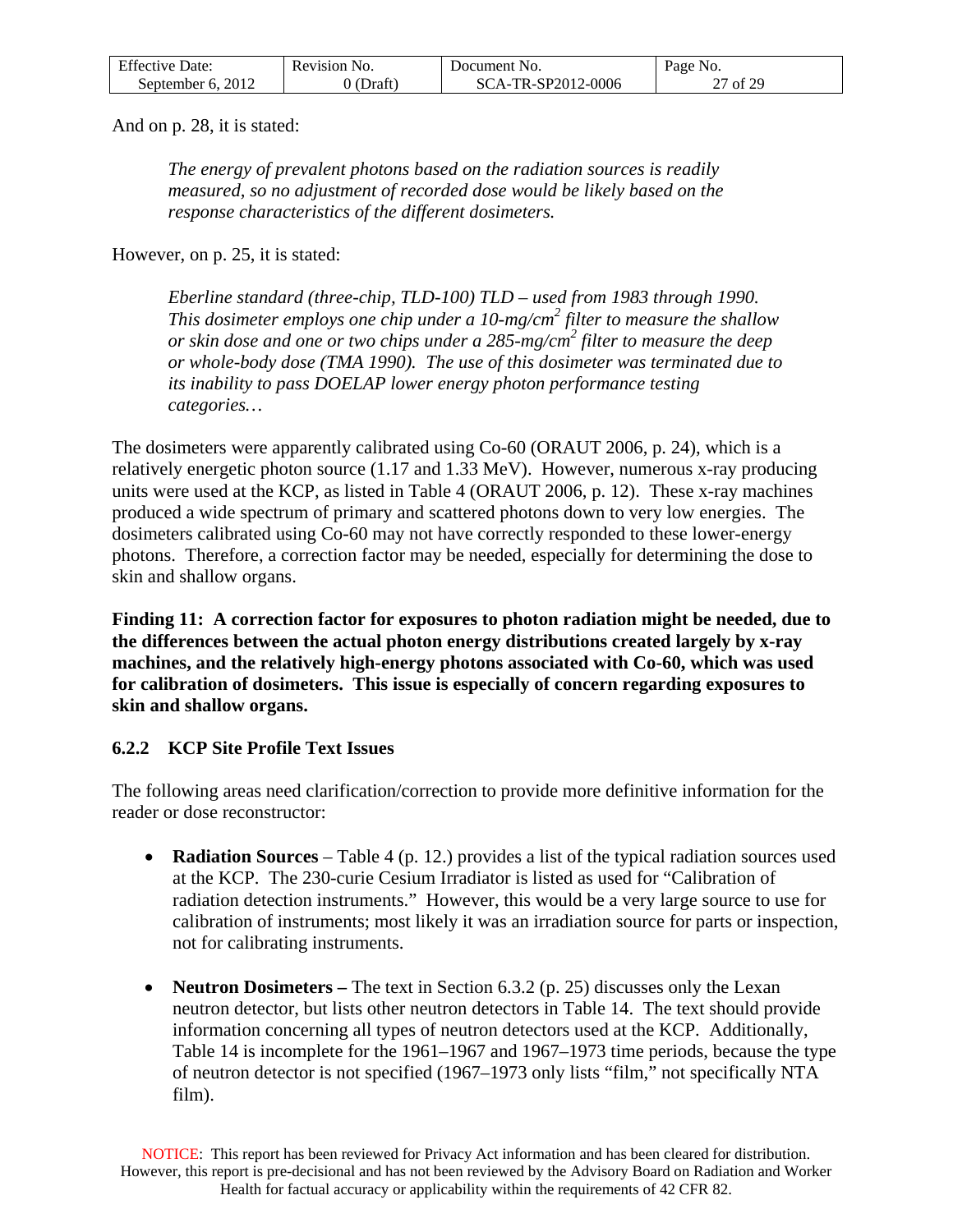And on p. 28, it is stated:

> *The energy of prevalent photons based on the radiation sources is readily measured, so no adjustment of recorded dose would be likely based on the response characteristics of the different dosimeters.*

However, on p. 25, it is stated:

> *Eberline standard (three-chip, TLD-100) TLD – used from 1983 through 1990. This dosimeter employs one chip under a 10-mg/cm$^2$ filter to measure the shallow or skin dose and one or two chips under a 285-mg/cm$^2$ filter to measure the deep or whole-body dose (TMA 1990). The use of this dosimeter was terminated due to its inability to pass DOELAP lower energy photon performance testing categories…*

The dosimeters were apparently calibrated using Co-60 (ORAUT 2006, p. 24), which is a relatively energetic photon source (1.17 and 1.33 MeV). However, numerous x-ray producing units were used at the KCP, as listed in Table 4 (ORAUT 2006, p. 12). These x-ray machines produced a wide spectrum of primary and scattered photons down to very low energies. The dosimeters calibrated using Co-60 may not have correctly responded to these lower-energy photons. Therefore, a correction factor may be needed, especially for determining the dose to skin and shallow organs.

**Finding 11: A correction factor for exposures to photon radiation might be needed, due to the differences between the actual photon energy distributions created largely by x-ray machines, and the relatively high-energy photons associated with Co-60, which was used for calibration of dosimeters. This issue is especially of concern regarding exposures to skin and shallow organs.**

### 6.2.2 KCP Site Profile Text Issues

The following areas need clarification/correction to provide more definitive information for the reader or dose reconstructor:

- **Radiation Sources** – Table 4 (p. 12.) provides a list of the typical radiation sources used at the KCP. The 230-curie Cesium Irradiator is listed as used for "Calibration of radiation detection instruments." However, this would be a very large source to use for calibration of instruments; most likely it was an irradiation source for parts or inspection, not for calibrating instruments.

- **Neutron Dosimeters –** The text in Section 6.3.2 (p. 25) discusses only the Lexan neutron detector, but lists other neutron detectors in Table 14. The text should provide information concerning all types of neutron detectors used at the KCP. Additionally, Table 14 is incomplete for the 1961–1967 and 1967–1973 time periods, because the type of neutron detector is not specified (1967–1973 only lists "film," not specifically NTA film).

NOTICE: This report has been reviewed for Privacy Act information and has been cleared for distribution. However, this report is pre-decisional and has not been reviewed by the Advisory Board on Radiation and Worker Health for factual accuracy or applicability within the requirements of 42 CFR 82.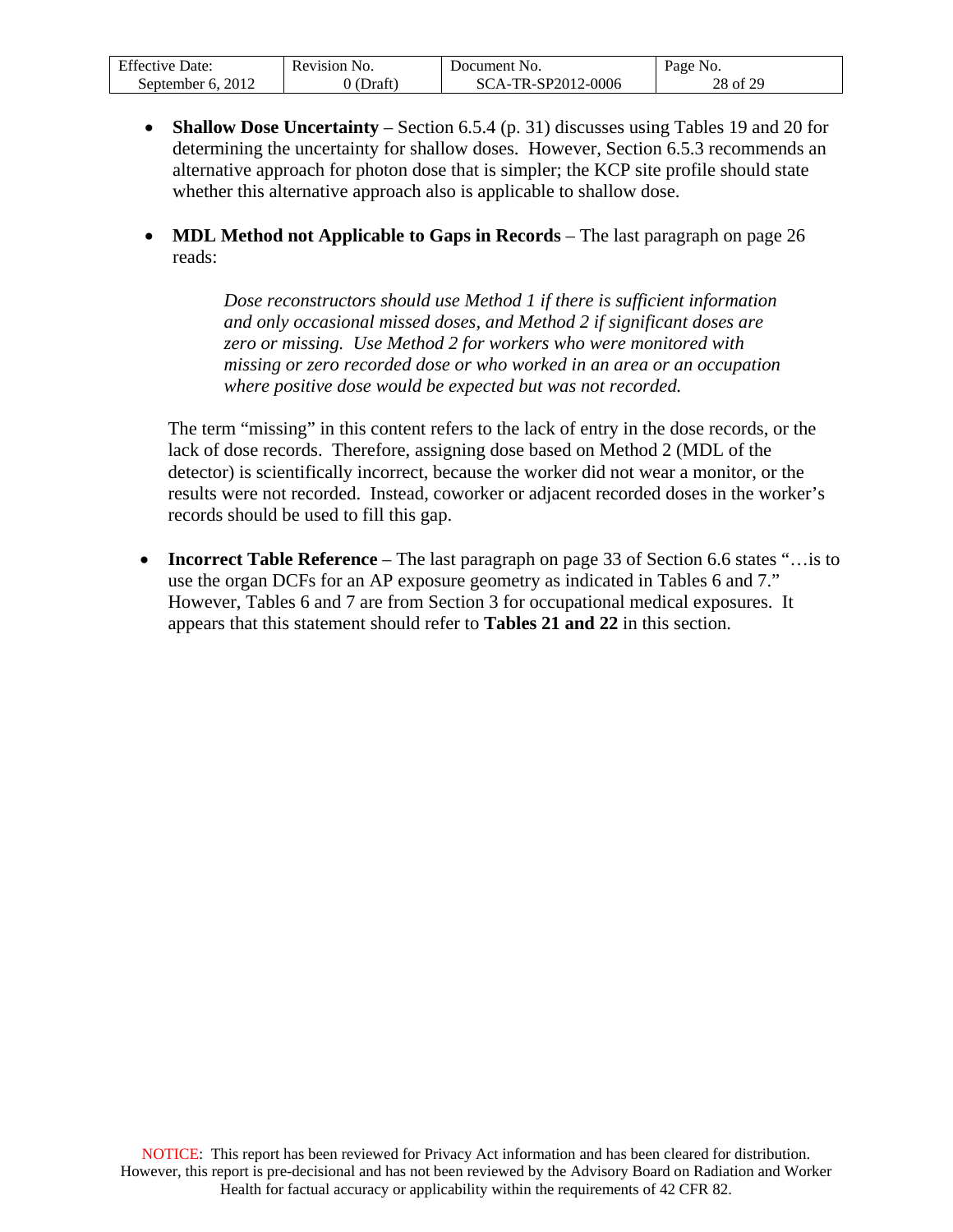- **Shallow Dose Uncertainty** – Section 6.5.4 (p. 31) discusses using Tables 19 and 20 for determining the uncertainty for shallow doses. However, Section 6.5.3 recommends an alternative approach for photon dose that is simpler; the KCP site profile should state whether this alternative approach also is applicable to shallow dose.

- **MDL Method not Applicable to Gaps in Records** – The last paragraph on page 26 reads:

  > *Dose reconstructors should use Method 1 if there is sufficient information and only occasional missed doses, and Method 2 if significant doses are zero or missing. Use Method 2 for workers who were monitored with missing or zero recorded dose or who worked in an area or an occupation where positive dose would be expected but was not recorded.*

  The term "missing" in this content refers to the lack of entry in the dose records, or the lack of dose records. Therefore, assigning dose based on Method 2 (MDL of the detector) is scientifically incorrect, because the worker did not wear a monitor, or the results were not recorded. Instead, coworker or adjacent recorded doses in the worker's records should be used to fill this gap.

- **Incorrect Table Reference** – The last paragraph on page 33 of Section 6.6 states "…is to use the organ DCFs for an AP exposure geometry as indicated in Tables 6 and 7." However, Tables 6 and 7 are from Section 3 for occupational medical exposures. It appears that this statement should refer to **Tables 21 and 22** in this section.

NOTICE: This report has been reviewed for Privacy Act information and has been cleared for distribution. However, this report is pre-decisional and has not been reviewed by the Advisory Board on Radiation and Worker Health for factual accuracy or applicability within the requirements of 42 CFR 82.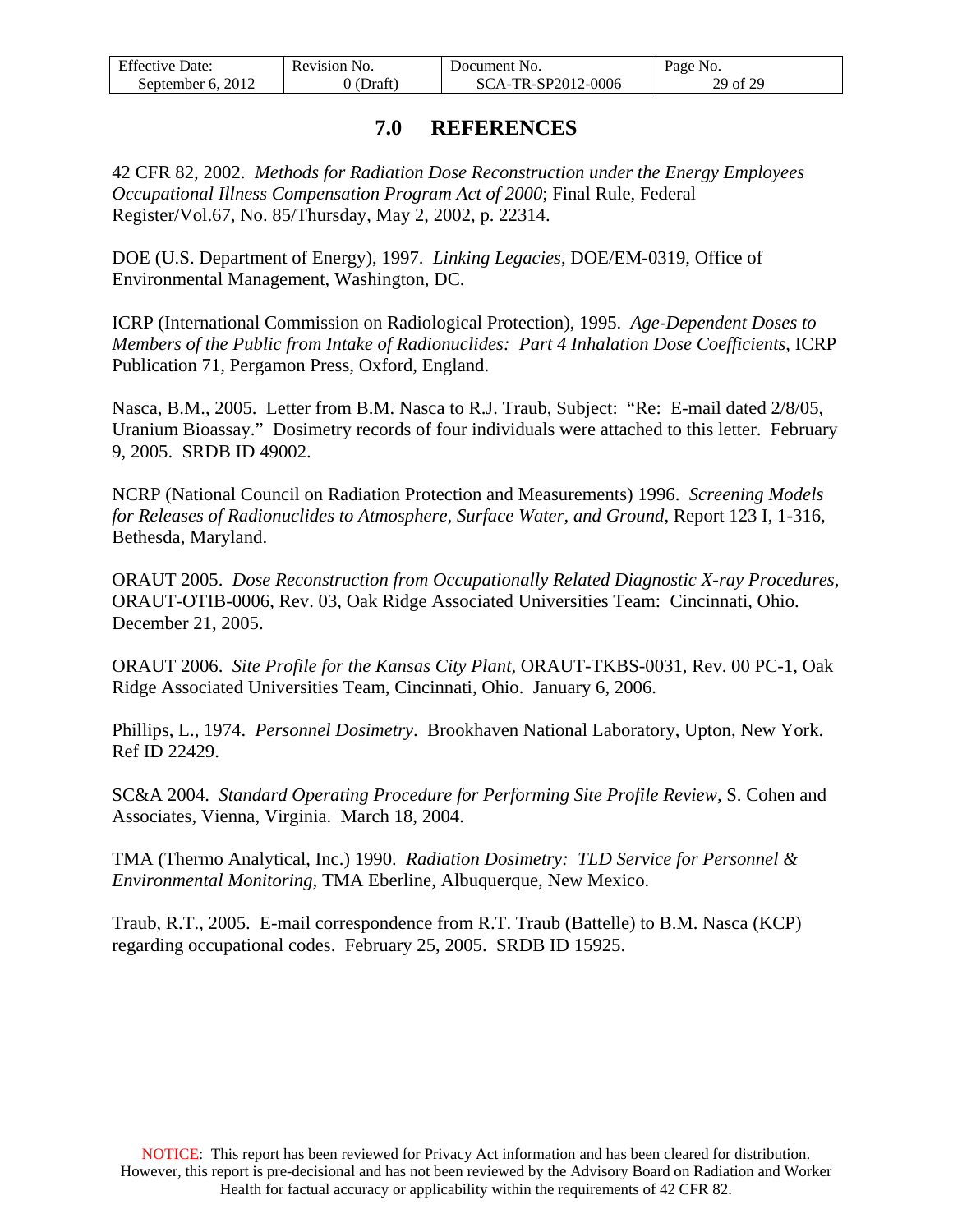# 7.0 REFERENCES

42 CFR 82, 2002. *Methods for Radiation Dose Reconstruction under the Energy Employees Occupational Illness Compensation Program Act of 2000*; Final Rule, Federal Register/Vol.67, No. 85/Thursday, May 2, 2002, p. 22314.

DOE (U.S. Department of Energy), 1997. *Linking Legacies*, DOE/EM-0319, Office of Environmental Management, Washington, DC.

ICRP (International Commission on Radiological Protection), 1995. *Age-Dependent Doses to Members of the Public from Intake of Radionuclides: Part 4 Inhalation Dose Coefficients*, ICRP Publication 71, Pergamon Press, Oxford, England.

Nasca, B.M., 2005. Letter from B.M. Nasca to R.J. Traub, Subject: "Re: E-mail dated 2/8/05, Uranium Bioassay." Dosimetry records of four individuals were attached to this letter. February 9, 2005. SRDB ID 49002.

NCRP (National Council on Radiation Protection and Measurements) 1996. *Screening Models for Releases of Radionuclides to Atmosphere, Surface Water, and Ground*, Report 123 I, 1-316, Bethesda, Maryland.

ORAUT 2005. *Dose Reconstruction from Occupationally Related Diagnostic X-ray Procedures*, ORAUT-OTIB-0006, Rev. 03, Oak Ridge Associated Universities Team: Cincinnati, Ohio. December 21, 2005.

ORAUT 2006. *Site Profile for the Kansas City Plant,* ORAUT-TKBS-0031, Rev. 00 PC-1, Oak Ridge Associated Universities Team, Cincinnati, Ohio. January 6, 2006.

Phillips, L., 1974. *Personnel Dosimetry*. Brookhaven National Laboratory, Upton, New York. Ref ID 22429.

SC&A 2004. *Standard Operating Procedure for Performing Site Profile Review,* S. Cohen and Associates, Vienna, Virginia. March 18, 2004.

TMA (Thermo Analytical, Inc.) 1990. *Radiation Dosimetry: TLD Service for Personnel & Environmental Monitoring*, TMA Eberline, Albuquerque, New Mexico.

Traub, R.T., 2005. E-mail correspondence from R.T. Traub (Battelle) to B.M. Nasca (KCP) regarding occupational codes. February 25, 2005. SRDB ID 15925.

NOTICE: This report has been reviewed for Privacy Act information and has been cleared for distribution. However, this report is pre-decisional and has not been reviewed by the Advisory Board on Radiation and Worker Health for factual accuracy or applicability within the requirements of 42 CFR 82.